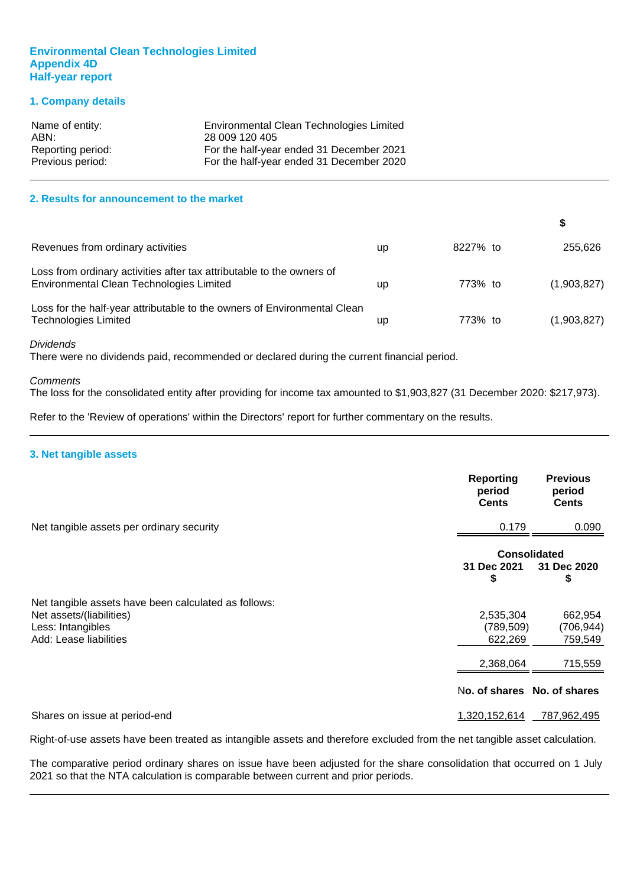# Environmental Clean Technologies Limited
# Appendix 4D
# Half-year report

## 1. Company details

| | |
|---|---|
| Name of entity: | Environmental Clean Technologies Limited |
| ABN: | 28 009 120 405 |
| Reporting period: | For the half-year ended 31 December 2021 |
| Previous period: | For the half-year ended 31 December 2020 |

## 2. Results for announcement to the market

| | | | $ |
|---|---|---|---|
| Revenues from ordinary activities | up | 8227% to | 255,626 |
| Loss from ordinary activities after tax attributable to the owners of Environmental Clean Technologies Limited | up | 773% to | (1,903,827) |
| Loss for the half-year attributable to the owners of Environmental Clean Technologies Limited | up | 773% to | (1,903,827) |

*Dividends*
There were no dividends paid, recommended or declared during the current financial period.

*Comments*
The loss for the consolidated entity after providing for income tax amounted to $1,903,827 (31 December 2020: $217,973).

Refer to the 'Review of operations' within the Directors' report for further commentary on the results.

## 3. Net tangible assets

| | Reporting period Cents | Previous period Cents |
|---|---|---|
| Net tangible assets per ordinary security | 0.179 | 0.090 |

| | Consolidated | |
|---|---|---|
| | 31 Dec 2021 $ | 31 Dec 2020 $ |
| Net tangible assets have been calculated as follows: | | |
| Net assets/(liabilities) | 2,535,304 | 662,954 |
| Less: Intangibles | (789,509) | (706,944) |
| Add: Lease liabilities | 622,269 | 759,549 |
| | 2,368,064 | 715,559 |
| | No. of shares | No. of shares |
| Shares on issue at period-end | 1,320,152,614 | 787,962,495 |

Right-of-use assets have been treated as intangible assets and therefore excluded from the net tangible asset calculation.

The comparative period ordinary shares on issue have been adjusted for the share consolidation that occurred on 1 July 2021 so that the NTA calculation is comparable between current and prior periods.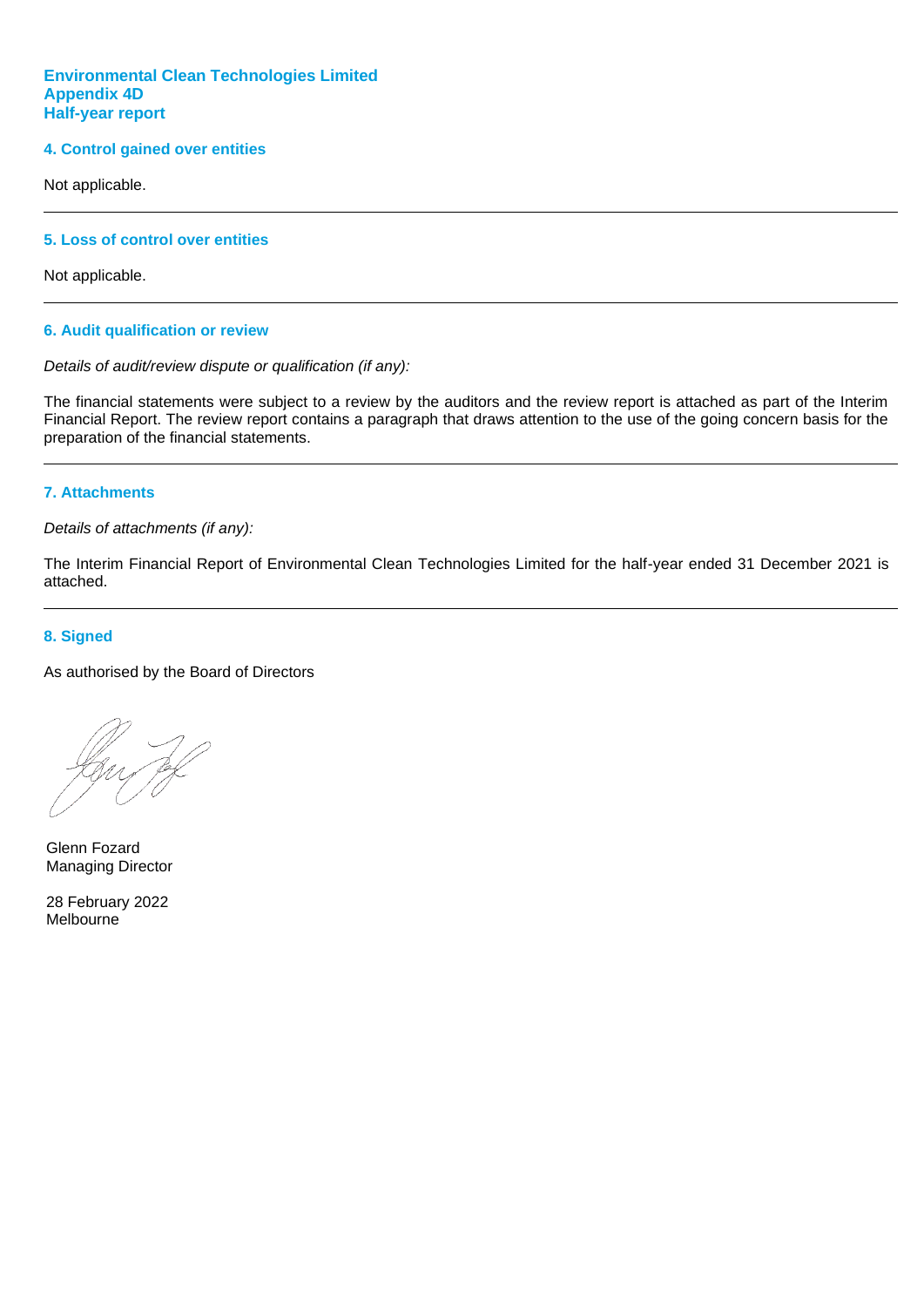**Environmental Clean Technologies Limited**
**Appendix 4D**
**Half-year report**

## 4. Control gained over entities

Not applicable.

## 5. Loss of control over entities

Not applicable.

## 6. Audit qualification or review

*Details of audit/review dispute or qualification (if any):*

The financial statements were subject to a review by the auditors and the review report is attached as part of the Interim Financial Report. The review report contains a paragraph that draws attention to the use of the going concern basis for the preparation of the financial statements.

## 7. Attachments

*Details of attachments (if any):*

The Interim Financial Report of Environmental Clean Technologies Limited for the half-year ended 31 December 2021 is attached.

## 8. Signed

As authorised by the Board of Directors

Glenn Fozard
Managing Director

28 February 2022
Melbourne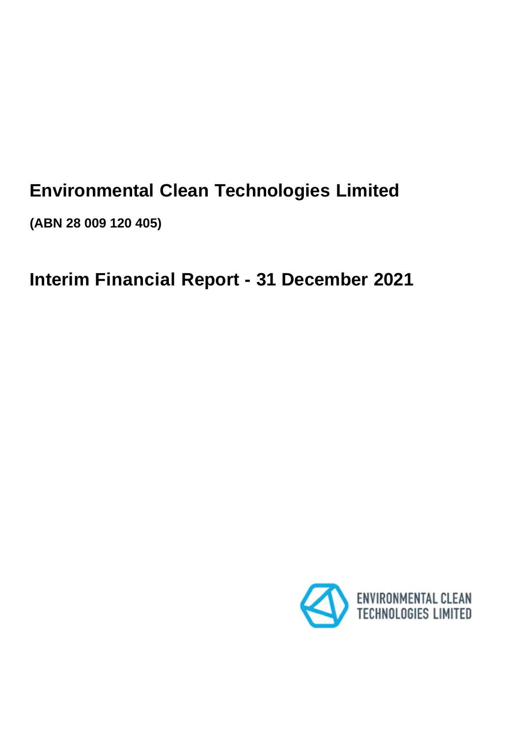# Environmental Clean Technologies Limited

**(ABN 28 009 120 405)**

# Interim Financial Report - 31 December 2021

ENVIRONMENTAL CLEAN TECHNOLOGIES LIMITED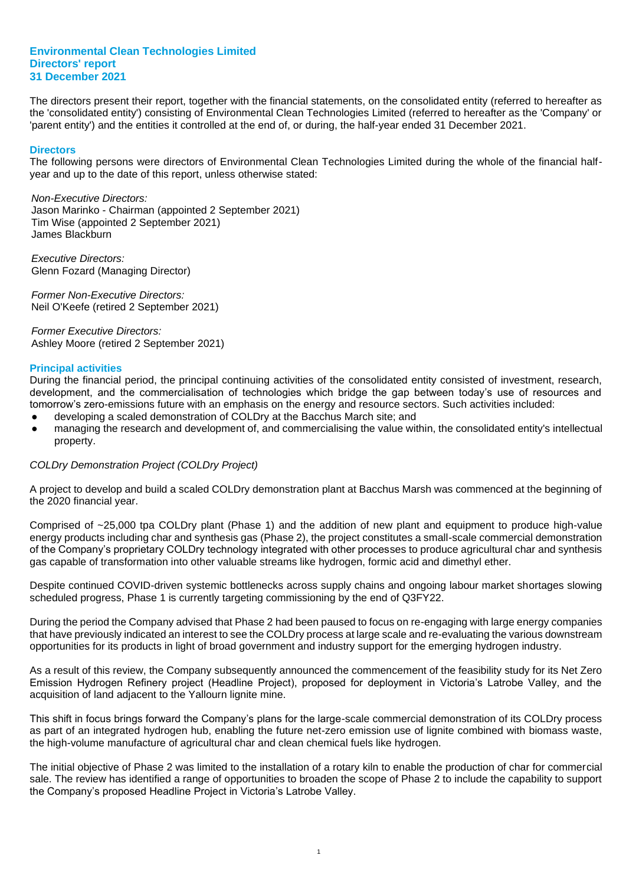**Environmental Clean Technologies Limited**
**Directors' report**
**31 December 2021**

The directors present their report, together with the financial statements, on the consolidated entity (referred to hereafter as the 'consolidated entity') consisting of Environmental Clean Technologies Limited (referred to hereafter as the 'Company' or 'parent entity') and the entities it controlled at the end of, or during, the half-year ended 31 December 2021.

## Directors

The following persons were directors of Environmental Clean Technologies Limited during the whole of the financial half-year and up to the date of this report, unless otherwise stated:

*Non-Executive Directors:*
Jason Marinko - Chairman (appointed 2 September 2021)
Tim Wise (appointed 2 September 2021)
James Blackburn

*Executive Directors:*
Glenn Fozard (Managing Director)

*Former Non-Executive Directors:*
Neil O'Keefe (retired 2 September 2021)

*Former Executive Directors:*
Ashley Moore (retired 2 September 2021)

## Principal activities

During the financial period, the principal continuing activities of the consolidated entity consisted of investment, research, development, and the commercialisation of technologies which bridge the gap between today's use of resources and tomorrow's zero-emissions future with an emphasis on the energy and resource sectors. Such activities included:

- developing a scaled demonstration of COLDry at the Bacchus March site; and
- managing the research and development of, and commercialising the value within, the consolidated entity's intellectual property.

*COLDry Demonstration Project (COLDry Project)*

A project to develop and build a scaled COLDry demonstration plant at Bacchus Marsh was commenced at the beginning of the 2020 financial year.

Comprised of ~25,000 tpa COLDry plant (Phase 1) and the addition of new plant and equipment to produce high-value energy products including char and synthesis gas (Phase 2), the project constitutes a small-scale commercial demonstration of the Company's proprietary COLDry technology integrated with other processes to produce agricultural char and synthesis gas capable of transformation into other valuable streams like hydrogen, formic acid and dimethyl ether.

Despite continued COVID-driven systemic bottlenecks across supply chains and ongoing labour market shortages slowing scheduled progress, Phase 1 is currently targeting commissioning by the end of Q3FY22.

During the period the Company advised that Phase 2 had been paused to focus on re-engaging with large energy companies that have previously indicated an interest to see the COLDry process at large scale and re-evaluating the various downstream opportunities for its products in light of broad government and industry support for the emerging hydrogen industry.

As a result of this review, the Company subsequently announced the commencement of the feasibility study for its Net Zero Emission Hydrogen Refinery project (Headline Project), proposed for deployment in Victoria's Latrobe Valley, and the acquisition of land adjacent to the Yallourn lignite mine.

This shift in focus brings forward the Company's plans for the large-scale commercial demonstration of its COLDry process as part of an integrated hydrogen hub, enabling the future net-zero emission use of lignite combined with biomass waste, the high-volume manufacture of agricultural char and clean chemical fuels like hydrogen.

The initial objective of Phase 2 was limited to the installation of a rotary kiln to enable the production of char for commercial sale. The review has identified a range of opportunities to broaden the scope of Phase 2 to include the capability to support the Company's proposed Headline Project in Victoria's Latrobe Valley.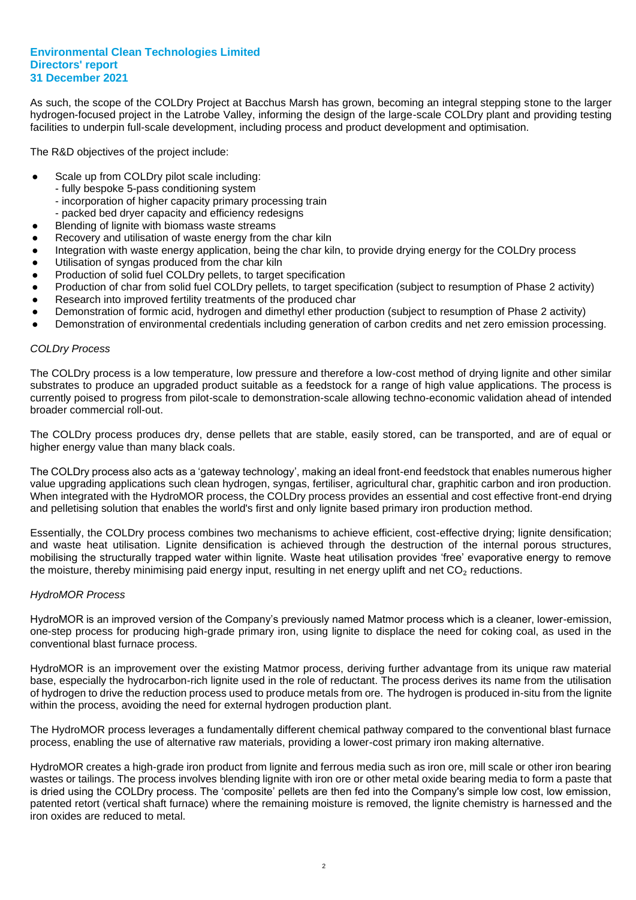As such, the scope of the COLDry Project at Bacchus Marsh has grown, becoming an integral stepping stone to the larger hydrogen-focused project in the Latrobe Valley, informing the design of the large-scale COLDry plant and providing testing facilities to underpin full-scale development, including process and product development and optimisation.

The R&D objectives of the project include:

- Scale up from COLDry pilot scale including:
  - fully bespoke 5-pass conditioning system
  - incorporation of higher capacity primary processing train
  - packed bed dryer capacity and efficiency redesigns
- Blending of lignite with biomass waste streams
- Recovery and utilisation of waste energy from the char kiln
- Integration with waste energy application, being the char kiln, to provide drying energy for the COLDry process
- Utilisation of syngas produced from the char kiln
- Production of solid fuel COLDry pellets, to target specification
- Production of char from solid fuel COLDry pellets, to target specification (subject to resumption of Phase 2 activity)
- Research into improved fertility treatments of the produced char
- Demonstration of formic acid, hydrogen and dimethyl ether production (subject to resumption of Phase 2 activity)
- Demonstration of environmental credentials including generation of carbon credits and net zero emission processing.

*COLDry Process*

The COLDry process is a low temperature, low pressure and therefore a low-cost method of drying lignite and other similar substrates to produce an upgraded product suitable as a feedstock for a range of high value applications. The process is currently poised to progress from pilot-scale to demonstration-scale allowing techno-economic validation ahead of intended broader commercial roll-out.

The COLDry process produces dry, dense pellets that are stable, easily stored, can be transported, and are of equal or higher energy value than many black coals.

The COLDry process also acts as a 'gateway technology', making an ideal front-end feedstock that enables numerous higher value upgrading applications such clean hydrogen, syngas, fertiliser, agricultural char, graphitic carbon and iron production. When integrated with the HydroMOR process, the COLDry process provides an essential and cost effective front-end drying and pelletising solution that enables the world's first and only lignite based primary iron production method.

Essentially, the COLDry process combines two mechanisms to achieve efficient, cost-effective drying; lignite densification; and waste heat utilisation. Lignite densification is achieved through the destruction of the internal porous structures, mobilising the structurally trapped water within lignite. Waste heat utilisation provides 'free' evaporative energy to remove the moisture, thereby minimising paid energy input, resulting in net energy uplift and net $CO_2$ reductions.

*HydroMOR Process*

HydroMOR is an improved version of the Company's previously named Matmor process which is a cleaner, lower-emission, one-step process for producing high-grade primary iron, using lignite to displace the need for coking coal, as used in the conventional blast furnace process.

HydroMOR is an improvement over the existing Matmor process, deriving further advantage from its unique raw material base, especially the hydrocarbon-rich lignite used in the role of reductant. The process derives its name from the utilisation of hydrogen to drive the reduction process used to produce metals from ore. The hydrogen is produced in-situ from the lignite within the process, avoiding the need for external hydrogen production plant.

The HydroMOR process leverages a fundamentally different chemical pathway compared to the conventional blast furnace process, enabling the use of alternative raw materials, providing a lower-cost primary iron making alternative.

HydroMOR creates a high-grade iron product from lignite and ferrous media such as iron ore, mill scale or other iron bearing wastes or tailings. The process involves blending lignite with iron ore or other metal oxide bearing media to form a paste that is dried using the COLDry process. The 'composite' pellets are then fed into the Company's simple low cost, low emission, patented retort (vertical shaft furnace) where the remaining moisture is removed, the lignite chemistry is harnessed and the iron oxides are reduced to metal.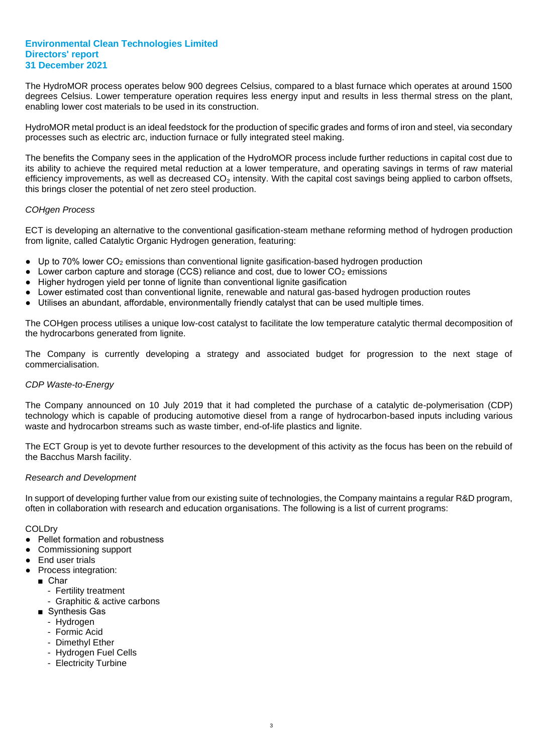The HydroMOR process operates below 900 degrees Celsius, compared to a blast furnace which operates at around 1500 degrees Celsius. Lower temperature operation requires less energy input and results in less thermal stress on the plant, enabling lower cost materials to be used in its construction.

HydroMOR metal product is an ideal feedstock for the production of specific grades and forms of iron and steel, via secondary processes such as electric arc, induction furnace or fully integrated steel making.

The benefits the Company sees in the application of the HydroMOR process include further reductions in capital cost due to its ability to achieve the required metal reduction at a lower temperature, and operating savings in terms of raw material efficiency improvements, as well as decreased $CO_2$ intensity. With the capital cost savings being applied to carbon offsets, this brings closer the potential of net zero steel production.

*COHgen Process*

ECT is developing an alternative to the conventional gasification-steam methane reforming method of hydrogen production from lignite, called Catalytic Organic Hydrogen generation, featuring:

- Up to 70% lower $CO_2$ emissions than conventional lignite gasification-based hydrogen production
- Lower carbon capture and storage (CCS) reliance and cost, due to lower $CO_2$ emissions
- Higher hydrogen yield per tonne of lignite than conventional lignite gasification
- Lower estimated cost than conventional lignite, renewable and natural gas-based hydrogen production routes
- Utilises an abundant, affordable, environmentally friendly catalyst that can be used multiple times.

The COHgen process utilises a unique low-cost catalyst to facilitate the low temperature catalytic thermal decomposition of the hydrocarbons generated from lignite.

The Company is currently developing a strategy and associated budget for progression to the next stage of commercialisation.

*CDP Waste-to-Energy*

The Company announced on 10 July 2019 that it had completed the purchase of a catalytic de-polymerisation (CDP) technology which is capable of producing automotive diesel from a range of hydrocarbon-based inputs including various waste and hydrocarbon streams such as waste timber, end-of-life plastics and lignite.

The ECT Group is yet to devote further resources to the development of this activity as the focus has been on the rebuild of the Bacchus Marsh facility.

*Research and Development*

In support of developing further value from our existing suite of technologies, the Company maintains a regular R&D program, often in collaboration with research and education organisations. The following is a list of current programs:

COLDry
- Pellet formation and robustness
- Commissioning support
- End user trials
- Process integration:
  - Char
    - Fertility treatment
    - Graphitic & active carbons
  - Synthesis Gas
    - Hydrogen
    - Formic Acid
    - Dimethyl Ether
    - Hydrogen Fuel Cells
    - Electricity Turbine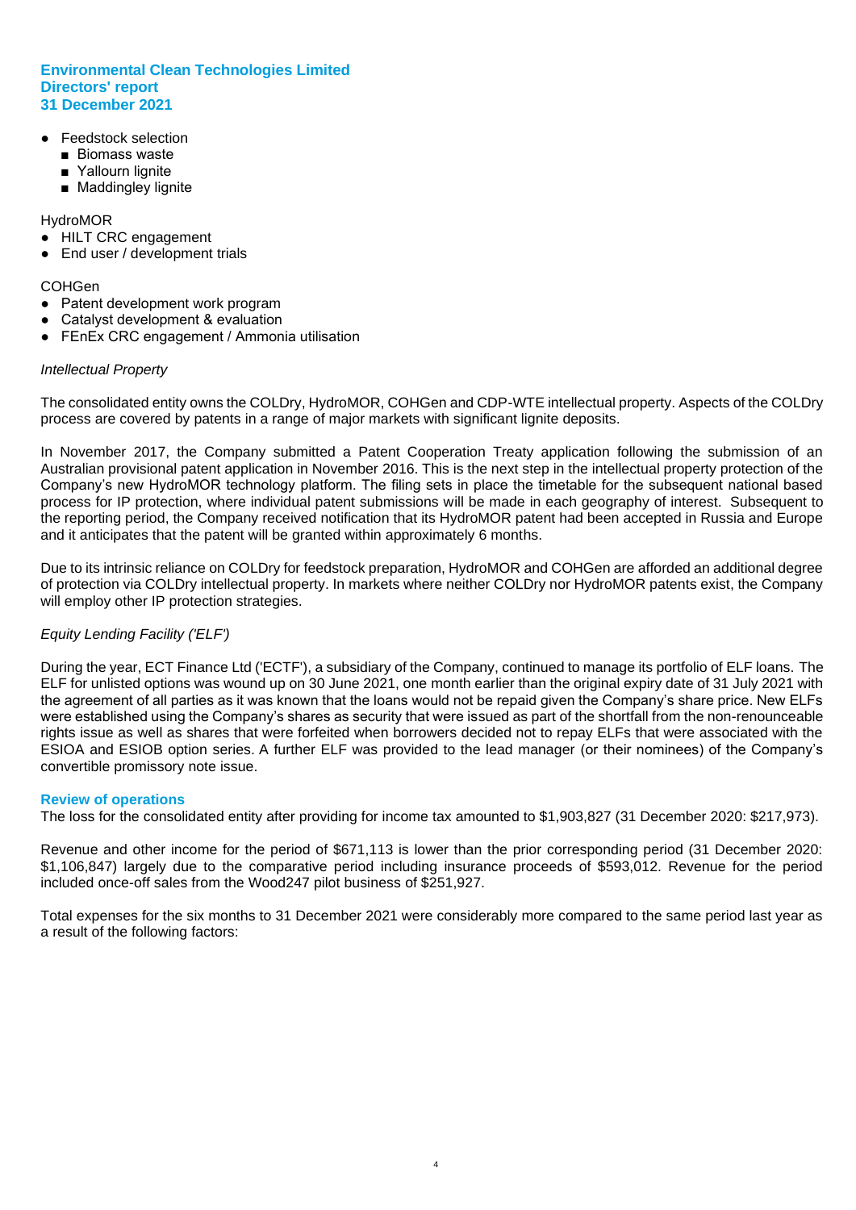- Feedstock selection
  - Biomass waste
  - Yallourn lignite
  - Maddingley lignite

HydroMOR

- HILT CRC engagement
- End user / development trials

COHGen

- Patent development work program
- Catalyst development & evaluation
- FEnEx CRC engagement / Ammonia utilisation

*Intellectual Property*

The consolidated entity owns the COLDry, HydroMOR, COHGen and CDP-WTE intellectual property. Aspects of the COLDry process are covered by patents in a range of major markets with significant lignite deposits.

In November 2017, the Company submitted a Patent Cooperation Treaty application following the submission of an Australian provisional patent application in November 2016. This is the next step in the intellectual property protection of the Company's new HydroMOR technology platform. The filing sets in place the timetable for the subsequent national based process for IP protection, where individual patent submissions will be made in each geography of interest. Subsequent to the reporting period, the Company received notification that its HydroMOR patent had been accepted in Russia and Europe and it anticipates that the patent will be granted within approximately 6 months.

Due to its intrinsic reliance on COLDry for feedstock preparation, HydroMOR and COHGen are afforded an additional degree of protection via COLDry intellectual property. In markets where neither COLDry nor HydroMOR patents exist, the Company will employ other IP protection strategies.

*Equity Lending Facility ('ELF')*

During the year, ECT Finance Ltd ('ECTF'), a subsidiary of the Company, continued to manage its portfolio of ELF loans. The ELF for unlisted options was wound up on 30 June 2021, one month earlier than the original expiry date of 31 July 2021 with the agreement of all parties as it was known that the loans would not be repaid given the Company's share price. New ELFs were established using the Company's shares as security that were issued as part of the shortfall from the non-renounceable rights issue as well as shares that were forfeited when borrowers decided not to repay ELFs that were associated with the ESIOA and ESIOB option series. A further ELF was provided to the lead manager (or their nominees) of the Company's convertible promissory note issue.

## Review of operations

The loss for the consolidated entity after providing for income tax amounted to $1,903,827 (31 December 2020: $217,973).

Revenue and other income for the period of $671,113 is lower than the prior corresponding period (31 December 2020: $1,106,847) largely due to the comparative period including insurance proceeds of $593,012. Revenue for the period included once-off sales from the Wood247 pilot business of $251,927.

Total expenses for the six months to 31 December 2021 were considerably more compared to the same period last year as a result of the following factors: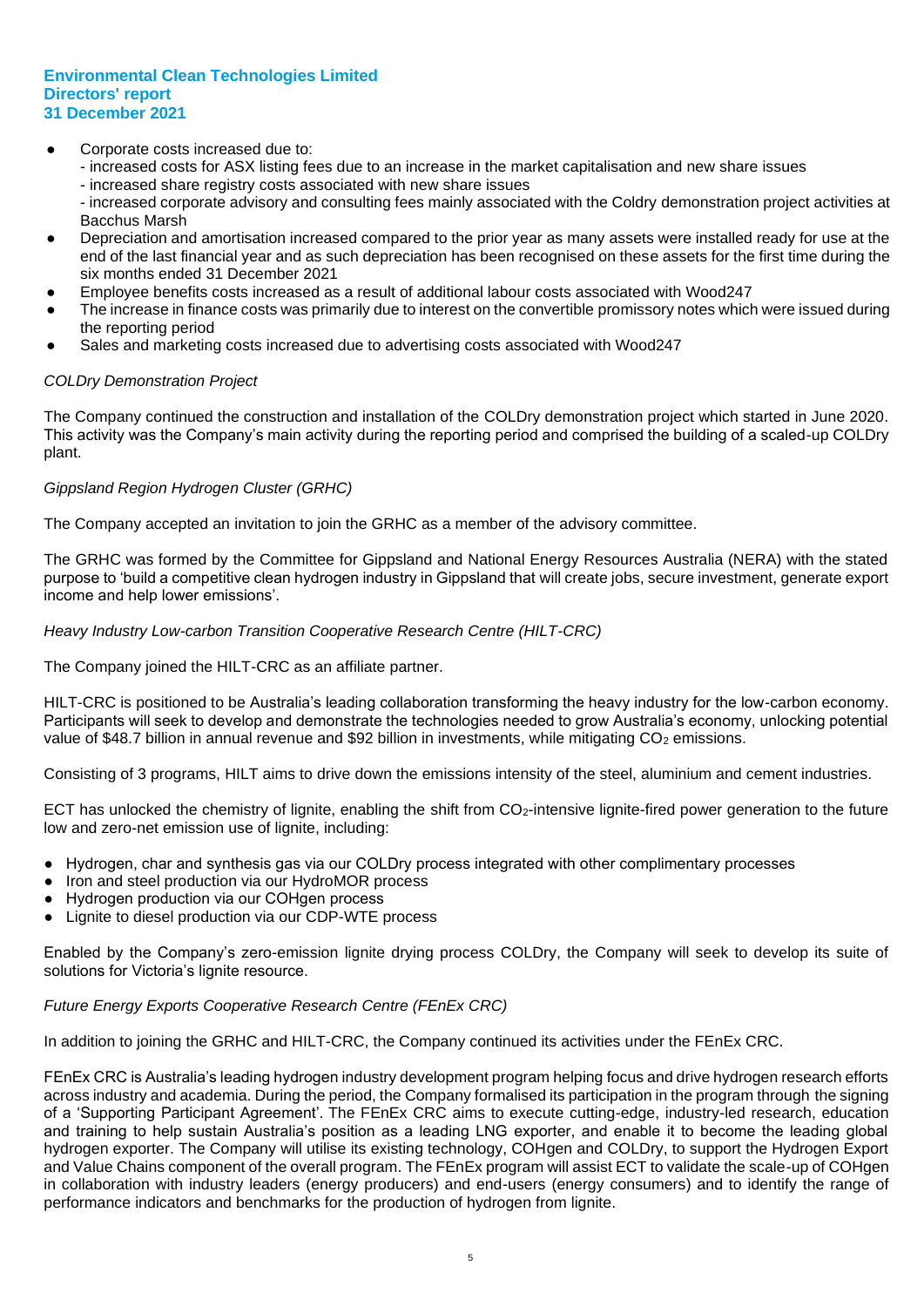- Corporate costs increased due to:
  - increased costs for ASX listing fees due to an increase in the market capitalisation and new share issues
  - increased share registry costs associated with new share issues
  - increased corporate advisory and consulting fees mainly associated with the Coldry demonstration project activities at Bacchus Marsh
- Depreciation and amortisation increased compared to the prior year as many assets were installed ready for use at the end of the last financial year and as such depreciation has been recognised on these assets for the first time during the six months ended 31 December 2021
- Employee benefits costs increased as a result of additional labour costs associated with Wood247
- The increase in finance costs was primarily due to interest on the convertible promissory notes which were issued during the reporting period
- Sales and marketing costs increased due to advertising costs associated with Wood247

*COLDry Demonstration Project*

The Company continued the construction and installation of the COLDry demonstration project which started in June 2020. This activity was the Company's main activity during the reporting period and comprised the building of a scaled-up COLDry plant.

*Gippsland Region Hydrogen Cluster (GRHC)*

The Company accepted an invitation to join the GRHC as a member of the advisory committee.

The GRHC was formed by the Committee for Gippsland and National Energy Resources Australia (NERA) with the stated purpose to 'build a competitive clean hydrogen industry in Gippsland that will create jobs, secure investment, generate export income and help lower emissions'.

*Heavy Industry Low-carbon Transition Cooperative Research Centre (HILT-CRC)*

The Company joined the HILT-CRC as an affiliate partner.

HILT-CRC is positioned to be Australia's leading collaboration transforming the heavy industry for the low-carbon economy. Participants will seek to develop and demonstrate the technologies needed to grow Australia's economy, unlocking potential value of $48.7 billion in annual revenue and $92 billion in investments, while mitigating $CO_2$ emissions.

Consisting of 3 programs, HILT aims to drive down the emissions intensity of the steel, aluminium and cement industries.

ECT has unlocked the chemistry of lignite, enabling the shift from $CO_2$-intensive lignite-fired power generation to the future low and zero-net emission use of lignite, including:

- Hydrogen, char and synthesis gas via our COLDry process integrated with other complimentary processes
- Iron and steel production via our HydroMOR process
- Hydrogen production via our COHgen process
- Lignite to diesel production via our CDP-WTE process

Enabled by the Company's zero-emission lignite drying process COLDry, the Company will seek to develop its suite of solutions for Victoria's lignite resource.

*Future Energy Exports Cooperative Research Centre (FEnEx CRC)*

In addition to joining the GRHC and HILT-CRC, the Company continued its activities under the FEnEx CRC.

FEnEx CRC is Australia's leading hydrogen industry development program helping focus and drive hydrogen research efforts across industry and academia. During the period, the Company formalised its participation in the program through the signing of a 'Supporting Participant Agreement'. The FEnEx CRC aims to execute cutting-edge, industry-led research, education and training to help sustain Australia's position as a leading LNG exporter, and enable it to become the leading global hydrogen exporter. The Company will utilise its existing technology, COHgen and COLDry, to support the Hydrogen Export and Value Chains component of the overall program. The FEnEx program will assist ECT to validate the scale-up of COHgen in collaboration with industry leaders (energy producers) and end-users (energy consumers) and to identify the range of performance indicators and benchmarks for the production of hydrogen from lignite.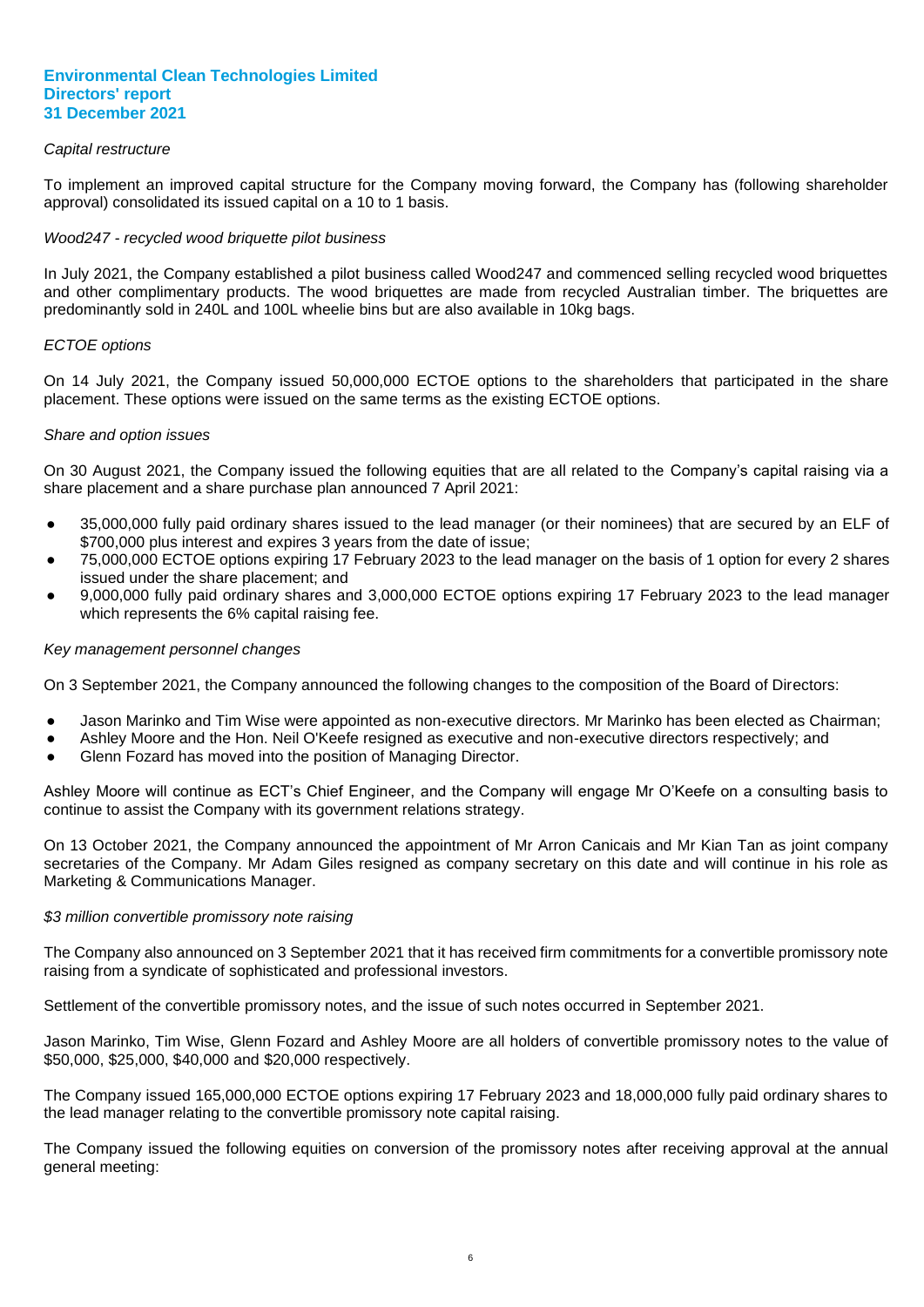*Capital restructure*

To implement an improved capital structure for the Company moving forward, the Company has (following shareholder approval) consolidated its issued capital on a 10 to 1 basis.

*Wood247 - recycled wood briquette pilot business*

In July 2021, the Company established a pilot business called Wood247 and commenced selling recycled wood briquettes and other complimentary products. The wood briquettes are made from recycled Australian timber. The briquettes are predominantly sold in 240L and 100L wheelie bins but are also available in 10kg bags.

*ECTOE options*

On 14 July 2021, the Company issued 50,000,000 ECTOE options to the shareholders that participated in the share placement. These options were issued on the same terms as the existing ECTOE options.

*Share and option issues*

On 30 August 2021, the Company issued the following equities that are all related to the Company's capital raising via a share placement and a share purchase plan announced 7 April 2021:

- 35,000,000 fully paid ordinary shares issued to the lead manager (or their nominees) that are secured by an ELF of $700,000 plus interest and expires 3 years from the date of issue;
- 75,000,000 ECTOE options expiring 17 February 2023 to the lead manager on the basis of 1 option for every 2 shares issued under the share placement; and
- 9,000,000 fully paid ordinary shares and 3,000,000 ECTOE options expiring 17 February 2023 to the lead manager which represents the 6% capital raising fee.

*Key management personnel changes*

On 3 September 2021, the Company announced the following changes to the composition of the Board of Directors:

- Jason Marinko and Tim Wise were appointed as non-executive directors. Mr Marinko has been elected as Chairman;
- Ashley Moore and the Hon. Neil O'Keefe resigned as executive and non-executive directors respectively; and
- Glenn Fozard has moved into the position of Managing Director.

Ashley Moore will continue as ECT's Chief Engineer, and the Company will engage Mr O'Keefe on a consulting basis to continue to assist the Company with its government relations strategy.

On 13 October 2021, the Company announced the appointment of Mr Arron Canicais and Mr Kian Tan as joint company secretaries of the Company. Mr Adam Giles resigned as company secretary on this date and will continue in his role as Marketing & Communications Manager.

*$3 million convertible promissory note raising*

The Company also announced on 3 September 2021 that it has received firm commitments for a convertible promissory note raising from a syndicate of sophisticated and professional investors.

Settlement of the convertible promissory notes, and the issue of such notes occurred in September 2021.

Jason Marinko, Tim Wise, Glenn Fozard and Ashley Moore are all holders of convertible promissory notes to the value of $50,000, $25,000, $40,000 and $20,000 respectively.

The Company issued 165,000,000 ECTOE options expiring 17 February 2023 and 18,000,000 fully paid ordinary shares to the lead manager relating to the convertible promissory note capital raising.

The Company issued the following equities on conversion of the promissory notes after receiving approval at the annual general meeting: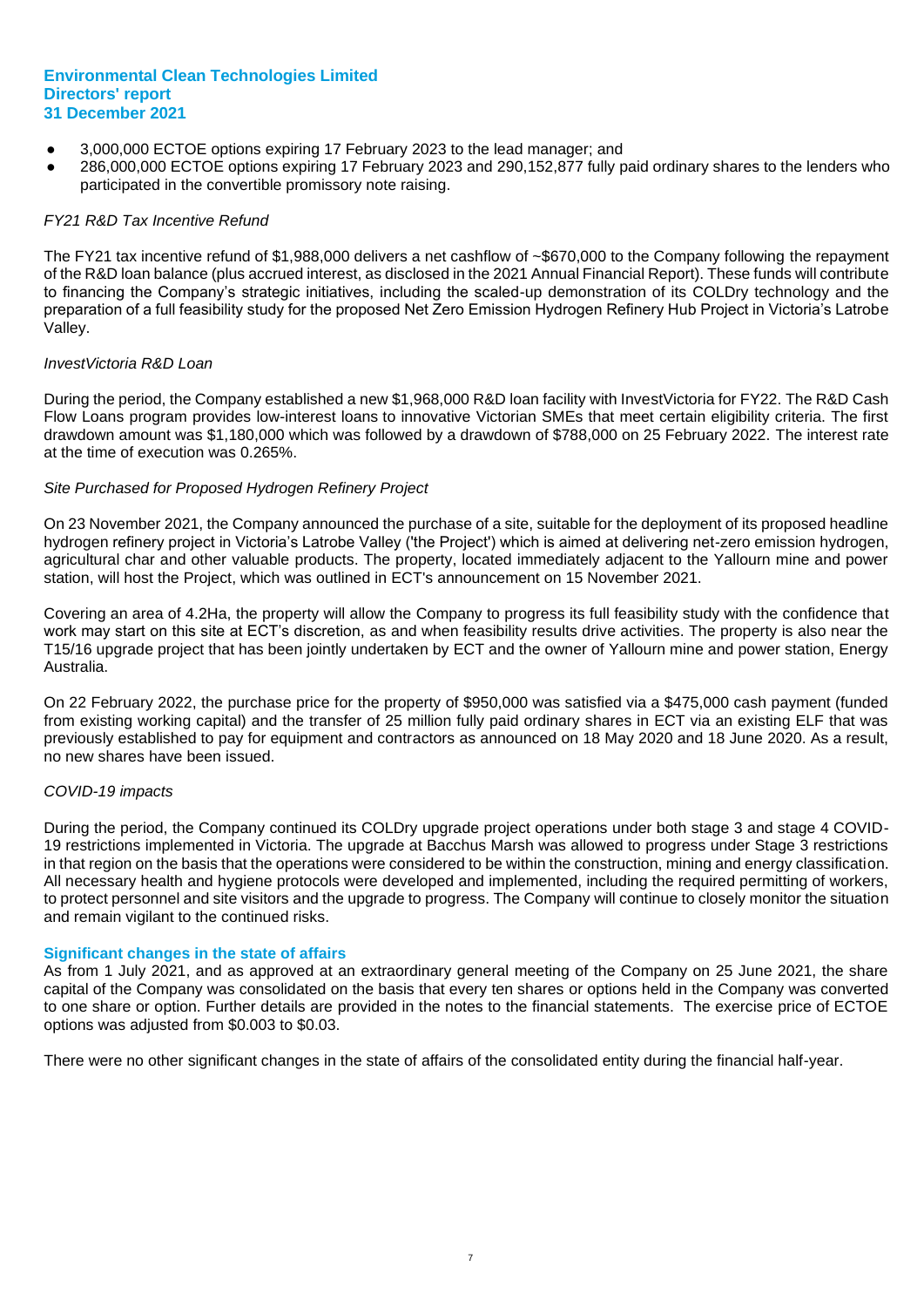- 3,000,000 ECTOE options expiring 17 February 2023 to the lead manager; and
- 286,000,000 ECTOE options expiring 17 February 2023 and 290,152,877 fully paid ordinary shares to the lenders who participated in the convertible promissory note raising.

*FY21 R&D Tax Incentive Refund*

The FY21 tax incentive refund of $1,988,000 delivers a net cashflow of ~$670,000 to the Company following the repayment of the R&D loan balance (plus accrued interest, as disclosed in the 2021 Annual Financial Report). These funds will contribute to financing the Company's strategic initiatives, including the scaled-up demonstration of its COLDry technology and the preparation of a full feasibility study for the proposed Net Zero Emission Hydrogen Refinery Hub Project in Victoria's Latrobe Valley.

*InvestVictoria R&D Loan*

During the period, the Company established a new $1,968,000 R&D loan facility with InvestVictoria for FY22. The R&D Cash Flow Loans program provides low-interest loans to innovative Victorian SMEs that meet certain eligibility criteria. The first drawdown amount was $1,180,000 which was followed by a drawdown of $788,000 on 25 February 2022. The interest rate at the time of execution was 0.265%.

*Site Purchased for Proposed Hydrogen Refinery Project*

On 23 November 2021, the Company announced the purchase of a site, suitable for the deployment of its proposed headline hydrogen refinery project in Victoria's Latrobe Valley ('the Project') which is aimed at delivering net-zero emission hydrogen, agricultural char and other valuable products. The property, located immediately adjacent to the Yallourn mine and power station, will host the Project, which was outlined in ECT's announcement on 15 November 2021.

Covering an area of 4.2Ha, the property will allow the Company to progress its full feasibility study with the confidence that work may start on this site at ECT's discretion, as and when feasibility results drive activities. The property is also near the T15/16 upgrade project that has been jointly undertaken by ECT and the owner of Yallourn mine and power station, Energy Australia.

On 22 February 2022, the purchase price for the property of $950,000 was satisfied via a $475,000 cash payment (funded from existing working capital) and the transfer of 25 million fully paid ordinary shares in ECT via an existing ELF that was previously established to pay for equipment and contractors as announced on 18 May 2020 and 18 June 2020. As a result, no new shares have been issued.

*COVID-19 impacts*

During the period, the Company continued its COLDry upgrade project operations under both stage 3 and stage 4 COVID-19 restrictions implemented in Victoria. The upgrade at Bacchus Marsh was allowed to progress under Stage 3 restrictions in that region on the basis that the operations were considered to be within the construction, mining and energy classification. All necessary health and hygiene protocols were developed and implemented, including the required permitting of workers, to protect personnel and site visitors and the upgrade to progress. The Company will continue to closely monitor the situation and remain vigilant to the continued risks.

## Significant changes in the state of affairs

As from 1 July 2021, and as approved at an extraordinary general meeting of the Company on 25 June 2021, the share capital of the Company was consolidated on the basis that every ten shares or options held in the Company was converted to one share or option. Further details are provided in the notes to the financial statements. The exercise price of ECTOE options was adjusted from $0.003 to $0.03.

There were no other significant changes in the state of affairs of the consolidated entity during the financial half-year.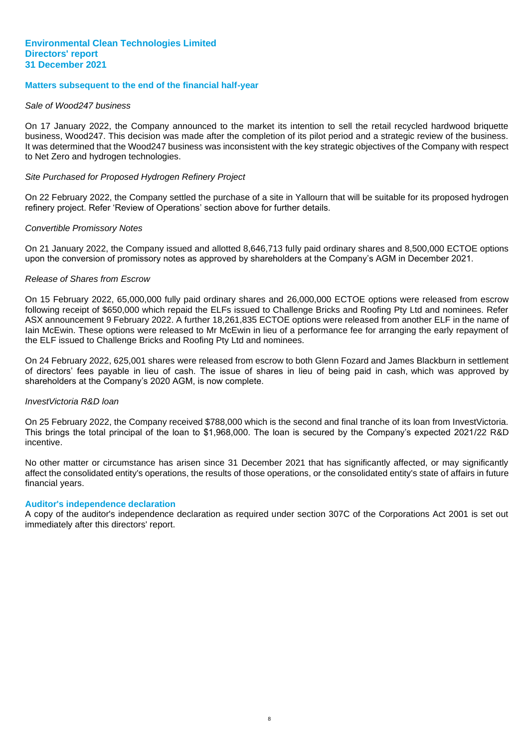**Environmental Clean Technologies Limited**
**Directors' report**
**31 December 2021**

## Matters subsequent to the end of the financial half-year

*Sale of Wood247 business*

On 17 January 2022, the Company announced to the market its intention to sell the retail recycled hardwood briquette business, Wood247. This decision was made after the completion of its pilot period and a strategic review of the business. It was determined that the Wood247 business was inconsistent with the key strategic objectives of the Company with respect to Net Zero and hydrogen technologies.

*Site Purchased for Proposed Hydrogen Refinery Project*

On 22 February 2022, the Company settled the purchase of a site in Yallourn that will be suitable for its proposed hydrogen refinery project. Refer 'Review of Operations' section above for further details.

*Convertible Promissory Notes*

On 21 January 2022, the Company issued and allotted 8,646,713 fully paid ordinary shares and 8,500,000 ECTOE options upon the conversion of promissory notes as approved by shareholders at the Company's AGM in December 2021.

*Release of Shares from Escrow*

On 15 February 2022, 65,000,000 fully paid ordinary shares and 26,000,000 ECTOE options were released from escrow following receipt of $650,000 which repaid the ELFs issued to Challenge Bricks and Roofing Pty Ltd and nominees. Refer ASX announcement 9 February 2022. A further 18,261,835 ECTOE options were released from another ELF in the name of Iain McEwin. These options were released to Mr McEwin in lieu of a performance fee for arranging the early repayment of the ELF issued to Challenge Bricks and Roofing Pty Ltd and nominees.

On 24 February 2022, 625,001 shares were released from escrow to both Glenn Fozard and James Blackburn in settlement of directors' fees payable in lieu of cash. The issue of shares in lieu of being paid in cash, which was approved by shareholders at the Company's 2020 AGM, is now complete.

*InvestVictoria R&D loan*

On 25 February 2022, the Company received $788,000 which is the second and final tranche of its loan from InvestVictoria. This brings the total principal of the loan to $1,968,000. The loan is secured by the Company's expected 2021/22 R&D incentive.

No other matter or circumstance has arisen since 31 December 2021 that has significantly affected, or may significantly affect the consolidated entity's operations, the results of those operations, or the consolidated entity's state of affairs in future financial years.

## Auditor's independence declaration

A copy of the auditor's independence declaration as required under section 307C of the Corporations Act 2001 is set out immediately after this directors' report.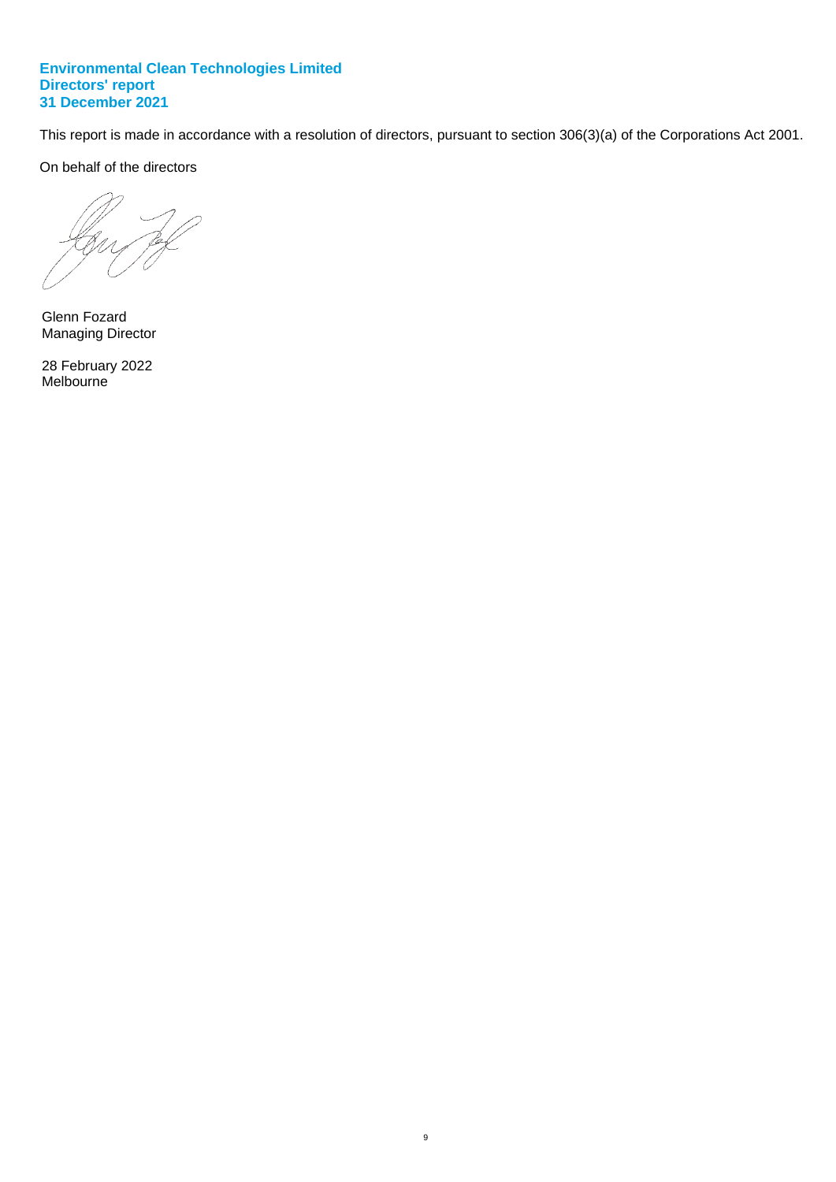**Environmental Clean Technologies Limited**
**Directors' report**
**31 December 2021**

This report is made in accordance with a resolution of directors, pursuant to section 306(3)(a) of the Corporations Act 2001.

On behalf of the directors

Glenn Fozard
Managing Director

28 February 2022
Melbourne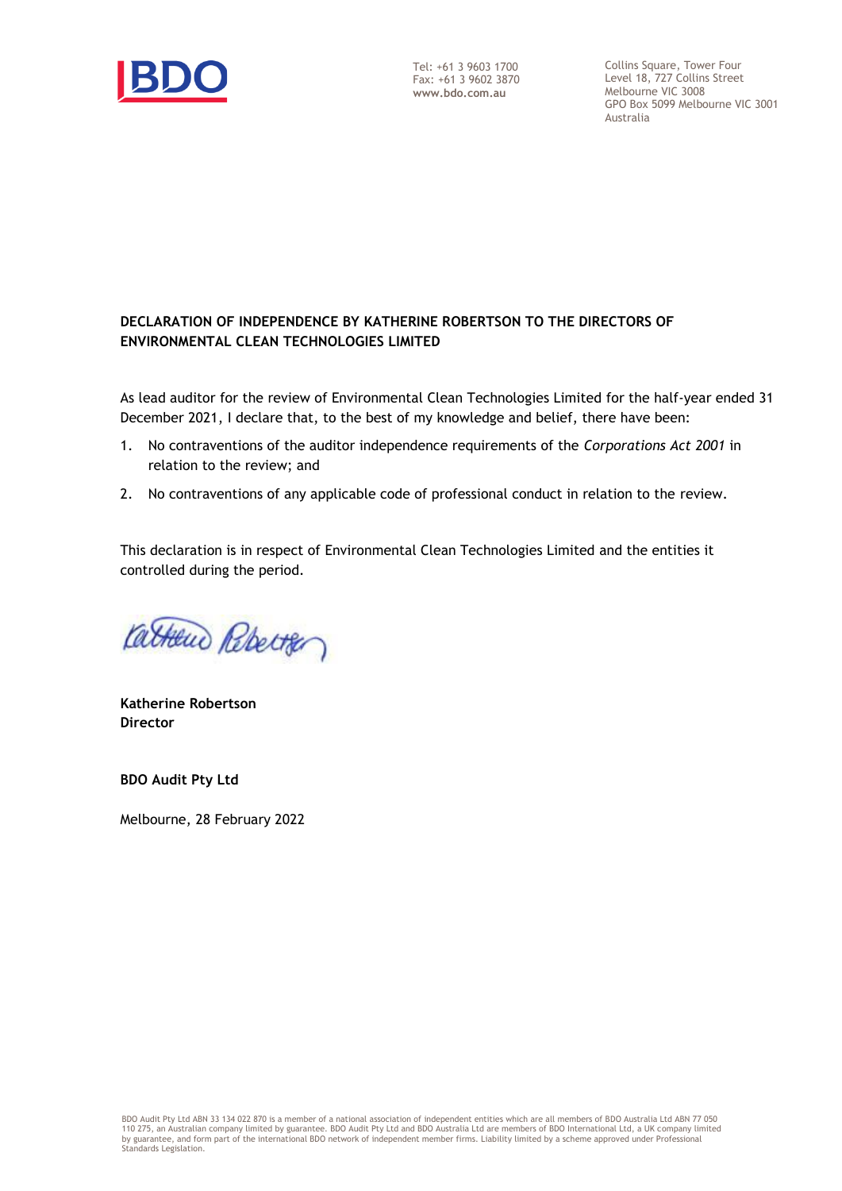Tel: +61 3 9603 1700
Fax: +61 3 9602 3870
**www.bdo.com.au**

Collins Square, Tower Four
Level 18, 727 Collins Street
Melbourne VIC 3008
GPO Box 5099 Melbourne VIC 3001
Australia

**DECLARATION OF INDEPENDENCE BY KATHERINE ROBERTSON TO THE DIRECTORS OF ENVIRONMENTAL CLEAN TECHNOLOGIES LIMITED**

As lead auditor for the review of Environmental Clean Technologies Limited for the half-year ended 31 December 2021, I declare that, to the best of my knowledge and belief, there have been:

1. No contraventions of the auditor independence requirements of the *Corporations Act 2001* in relation to the review; and
2. No contraventions of any applicable code of professional conduct in relation to the review.

This declaration is in respect of Environmental Clean Technologies Limited and the entities it controlled during the period.

**Katherine Robertson**
**Director**

**BDO Audit Pty Ltd**

Melbourne, 28 February 2022

BDO Audit Pty Ltd ABN 33 134 022 870 is a member of a national association of independent entities which are all members of BDO Australia Ltd ABN 77 050 110 275, an Australian company limited by guarantee. BDO Audit Pty Ltd and BDO Australia Ltd are members of BDO International Ltd, a UK company limited by guarantee, and form part of the international BDO network of independent member firms. Liability limited by a scheme approved under Professional Standards Legislation.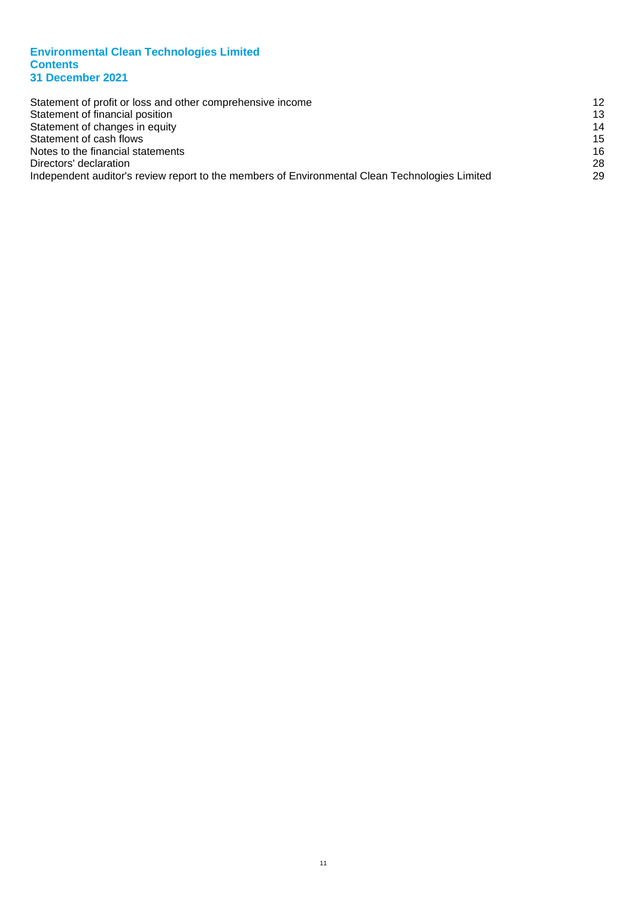# Environmental Clean Technologies Limited
## Contents
## 31 December 2021

| | |
|---|---|
| Statement of profit or loss and other comprehensive income | 12 |
| Statement of financial position | 13 |
| Statement of changes in equity | 14 |
| Statement of cash flows | 15 |
| Notes to the financial statements | 16 |
| Directors' declaration | 28 |
| Independent auditor's review report to the members of Environmental Clean Technologies Limited | 29 |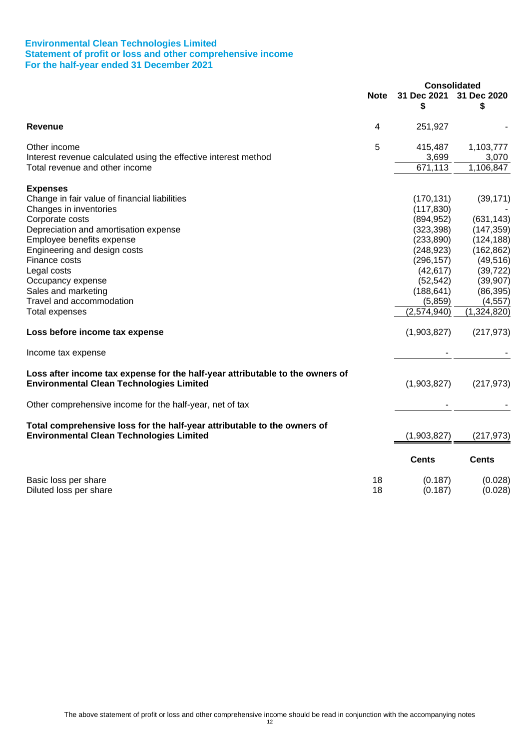**Environmental Clean Technologies Limited**
**Statement of profit or loss and other comprehensive income**
**For the half-year ended 31 December 2021**

| | Note | Consolidated 31 Dec 2021 $ | 31 Dec 2020 $ |
|---|---|---|---|
| **Revenue** | 4 | 251,927 | - |
| | | | |
| Other income | 5 | 415,487 | 1,103,777 |
| Interest revenue calculated using the effective interest method | | 3,699 | 3,070 |
| Total revenue and other income | | 671,113 | 1,106,847 |
| | | | |
| **Expenses** | | | |
| Change in fair value of financial liabilities | | (170,131) | (39,171) |
| Changes in inventories | | (117,830) | - |
| Corporate costs | | (894,952) | (631,143) |
| Depreciation and amortisation expense | | (323,398) | (147,359) |
| Employee benefits expense | | (233,890) | (124,188) |
| Engineering and design costs | | (248,923) | (162,862) |
| Finance costs | | (296,157) | (49,516) |
| Legal costs | | (42,617) | (39,722) |
| Occupancy expense | | (52,542) | (39,907) |
| Sales and marketing | | (188,641) | (86,395) |
| Travel and accommodation | | (5,859) | (4,557) |
| Total expenses | | (2,574,940) | (1,324,820) |
| | | | |
| **Loss before income tax expense** | | (1,903,827) | (217,973) |
| | | | |
| Income tax expense | | - | - |
| | | | |
| **Loss after income tax expense for the half-year attributable to the owners of Environmental Clean Technologies Limited** | | (1,903,827) | (217,973) |
| | | | |
| Other comprehensive income for the half-year, net of tax | | - | - |
| | | | |
| **Total comprehensive loss for the half-year attributable to the owners of Environmental Clean Technologies Limited** | | (1,903,827) | (217,973) |
| | | | |
| | | **Cents** | **Cents** |
| Basic loss per share | 18 | (0.187) | (0.028) |
| Diluted loss per share | 18 | (0.187) | (0.028) |

The above statement of profit or loss and other comprehensive income should be read in conjunction with the accompanying notes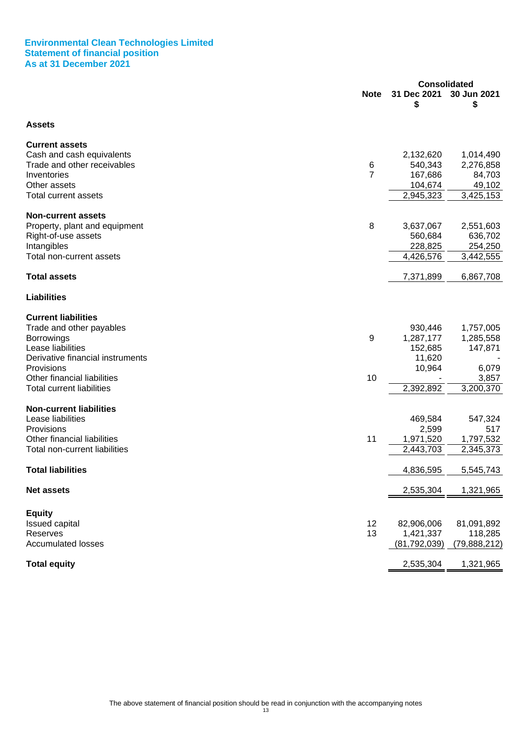## Environmental Clean Technologies Limited
## Statement of financial position
## As at 31 December 2021

| | Note | Consolidated 31 Dec 2021 $ | 30 Jun 2021 $ |
|---|---|---|---|
| **Assets** | | | |
| **Current assets** | | | |
| Cash and cash equivalents | | 2,132,620 | 1,014,490 |
| Trade and other receivables | 6 | 540,343 | 2,276,858 |
| Inventories | 7 | 167,686 | 84,703 |
| Other assets | | 104,674 | 49,102 |
| Total current assets | | 2,945,323 | 3,425,153 |
| **Non-current assets** | | | |
| Property, plant and equipment | 8 | 3,637,067 | 2,551,603 |
| Right-of-use assets | | 560,684 | 636,702 |
| Intangibles | | 228,825 | 254,250 |
| Total non-current assets | | 4,426,576 | 3,442,555 |
| **Total assets** | | 7,371,899 | 6,867,708 |
| **Liabilities** | | | |
| **Current liabilities** | | | |
| Trade and other payables | | 930,446 | 1,757,005 |
| Borrowings | 9 | 1,287,177 | 1,285,558 |
| Lease liabilities | | 152,685 | 147,871 |
| Derivative financial instruments | | 11,620 | - |
| Provisions | | 10,964 | 6,079 |
| Other financial liabilities | 10 | - | 3,857 |
| Total current liabilities | | 2,392,892 | 3,200,370 |
| **Non-current liabilities** | | | |
| Lease liabilities | | 469,584 | 547,324 |
| Provisions | | 2,599 | 517 |
| Other financial liabilities | 11 | 1,971,520 | 1,797,532 |
| Total non-current liabilities | | 2,443,703 | 2,345,373 |
| **Total liabilities** | | 4,836,595 | 5,545,743 |
| **Net assets** | | 2,535,304 | 1,321,965 |
| **Equity** | | | |
| Issued capital | 12 | 82,906,006 | 81,091,892 |
| Reserves | 13 | 1,421,337 | 118,285 |
| Accumulated losses | | (81,792,039) | (79,888,212) |
| **Total equity** | | 2,535,304 | 1,321,965 |

The above statement of financial position should be read in conjunction with the accompanying notes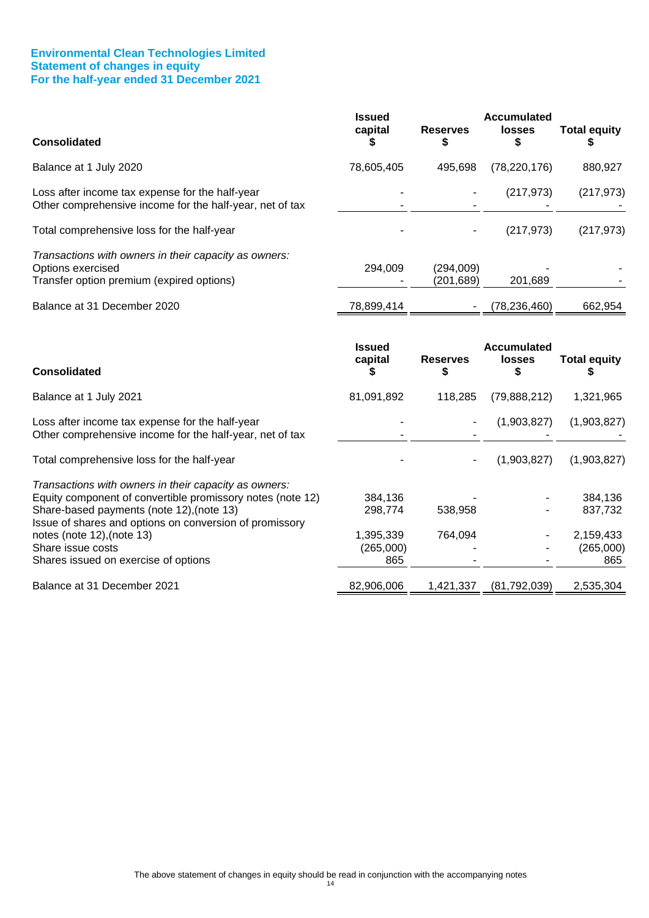# Environmental Clean Technologies Limited
## Statement of changes in equity
## For the half-year ended 31 December 2021

| Consolidated | Issued capital $ | Reserves $ | Accumulated losses $ | Total equity $ |
|---|---|---|---|---|
| Balance at 1 July 2020 | 78,605,405 | 495,698 | (78,220,176) | 880,927 |
| Loss after income tax expense for the half-year | - | - | (217,973) | (217,973) |
| Other comprehensive income for the half-year, net of tax | - | - | - | - |
| Total comprehensive loss for the half-year | - | - | (217,973) | (217,973) |
| *Transactions with owners in their capacity as owners:* | | | | |
| Options exercised | 294,009 | (294,009) | - | - |
| Transfer option premium (expired options) | - | (201,689) | 201,689 | - |
| Balance at 31 December 2020 | 78,899,414 | - | (78,236,460) | 662,954 |

| Consolidated | Issued capital $ | Reserves $ | Accumulated losses $ | Total equity $ |
|---|---|---|---|---|
| Balance at 1 July 2021 | 81,091,892 | 118,285 | (79,888,212) | 1,321,965 |
| Loss after income tax expense for the half-year | - | - | (1,903,827) | (1,903,827) |
| Other comprehensive income for the half-year, net of tax | - | - | - | - |
| Total comprehensive loss for the half-year | - | - | (1,903,827) | (1,903,827) |
| *Transactions with owners in their capacity as owners:* | | | | |
| Equity component of convertible promissory notes (note 12) | 384,136 | - | - | 384,136 |
| Share-based payments (note 12),(note 13) | 298,774 | 538,958 | - | 837,732 |
| Issue of shares and options on conversion of promissory notes (note 12),(note 13) | 1,395,339 | 764,094 | - | 2,159,433 |
| Share issue costs | (265,000) | - | - | (265,000) |
| Shares issued on exercise of options | 865 | - | - | 865 |
| Balance at 31 December 2021 | 82,906,006 | 1,421,337 | (81,792,039) | 2,535,304 |

The above statement of changes in equity should be read in conjunction with the accompanying notes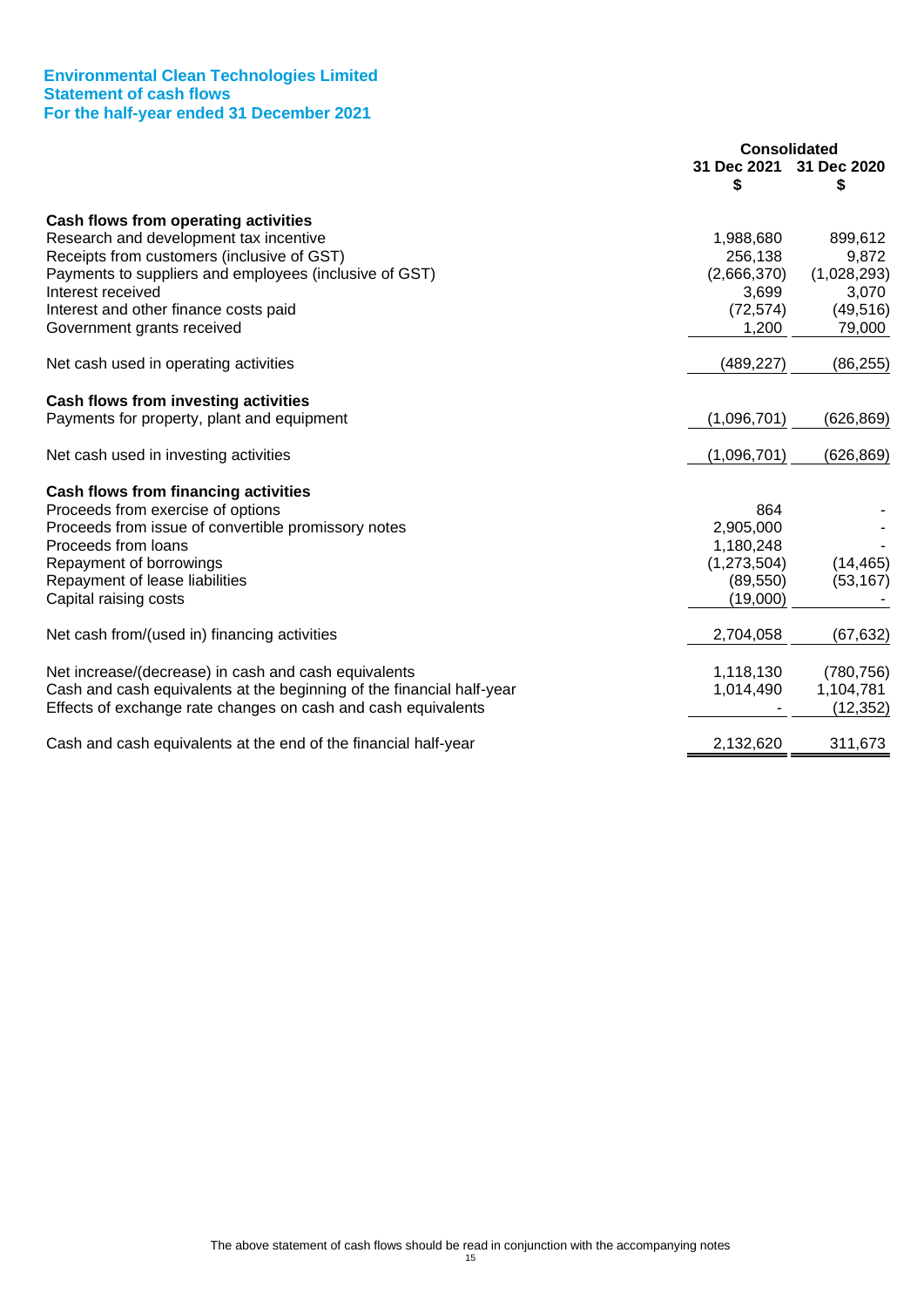**Environmental Clean Technologies Limited**
**Statement of cash flows**
**For the half-year ended 31 December 2021**

| | Consolidated | |
|---|---|---|
| | 31 Dec 2021 $ | 31 Dec 2020 $ |
| **Cash flows from operating activities** | | |
| Research and development tax incentive | 1,988,680 | 899,612 |
| Receipts from customers (inclusive of GST) | 256,138 | 9,872 |
| Payments to suppliers and employees (inclusive of GST) | (2,666,370) | (1,028,293) |
| Interest received | 3,699 | 3,070 |
| Interest and other finance costs paid | (72,574) | (49,516) |
| Government grants received | 1,200 | 79,000 |
| Net cash used in operating activities | (489,227) | (86,255) |
| **Cash flows from investing activities** | | |
| Payments for property, plant and equipment | (1,096,701) | (626,869) |
| Net cash used in investing activities | (1,096,701) | (626,869) |
| **Cash flows from financing activities** | | |
| Proceeds from exercise of options | 864 | - |
| Proceeds from issue of convertible promissory notes | 2,905,000 | - |
| Proceeds from loans | 1,180,248 | - |
| Repayment of borrowings | (1,273,504) | (14,465) |
| Repayment of lease liabilities | (89,550) | (53,167) |
| Capital raising costs | (19,000) | - |
| Net cash from/(used in) financing activities | 2,704,058 | (67,632) |
| Net increase/(decrease) in cash and cash equivalents | 1,118,130 | (780,756) |
| Cash and cash equivalents at the beginning of the financial half-year | 1,014,490 | 1,104,781 |
| Effects of exchange rate changes on cash and cash equivalents | - | (12,352) |
| Cash and cash equivalents at the end of the financial half-year | 2,132,620 | 311,673 |

The above statement of cash flows should be read in conjunction with the accompanying notes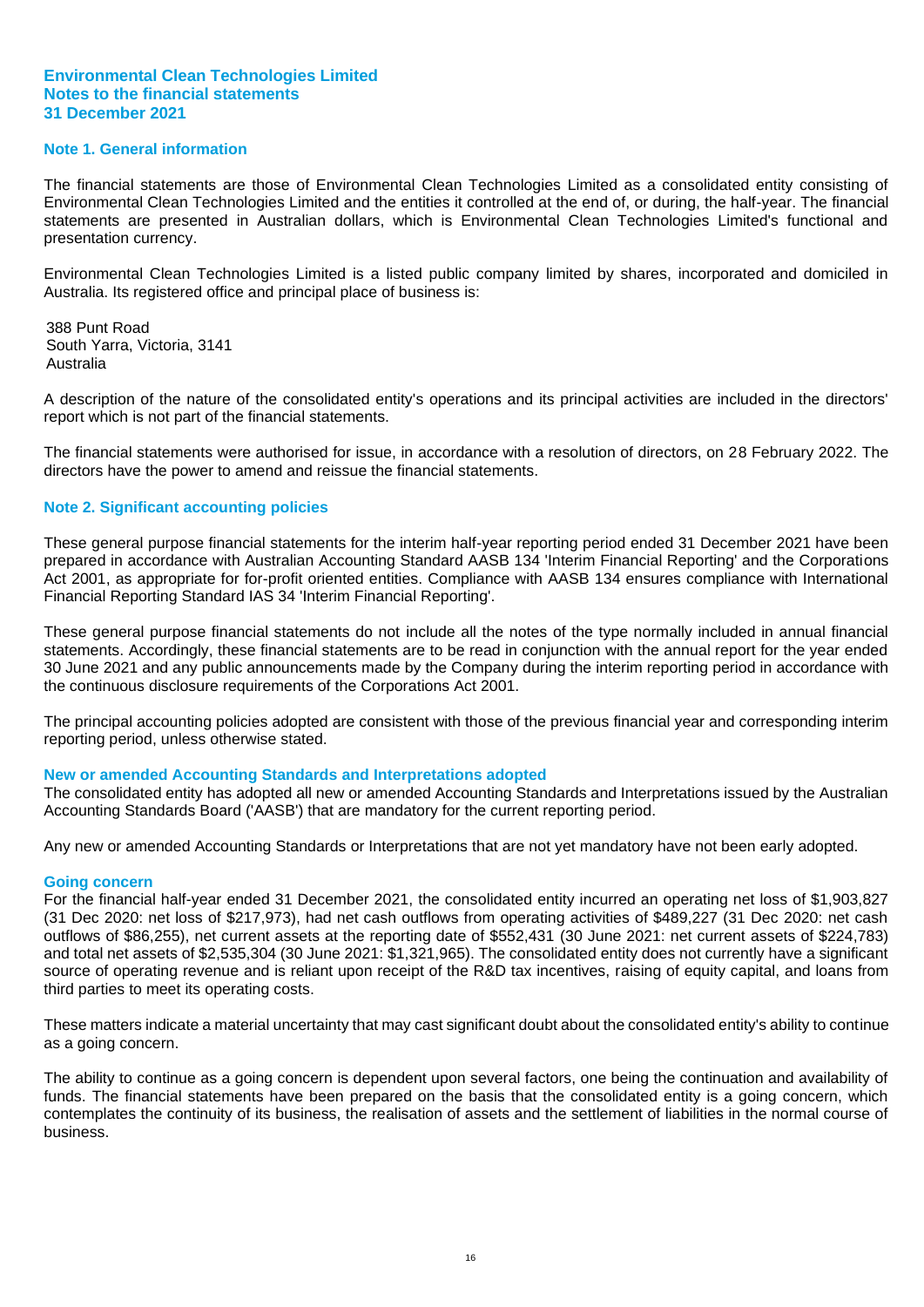**Environmental Clean Technologies Limited**
**Notes to the financial statements**
**31 December 2021**

## Note 1. General information

The financial statements are those of Environmental Clean Technologies Limited as a consolidated entity consisting of Environmental Clean Technologies Limited and the entities it controlled at the end of, or during, the half-year. The financial statements are presented in Australian dollars, which is Environmental Clean Technologies Limited's functional and presentation currency.

Environmental Clean Technologies Limited is a listed public company limited by shares, incorporated and domiciled in Australia. Its registered office and principal place of business is:

388 Punt Road
South Yarra, Victoria, 3141
Australia

A description of the nature of the consolidated entity's operations and its principal activities are included in the directors' report which is not part of the financial statements.

The financial statements were authorised for issue, in accordance with a resolution of directors, on 28 February 2022. The directors have the power to amend and reissue the financial statements.

## Note 2. Significant accounting policies

These general purpose financial statements for the interim half-year reporting period ended 31 December 2021 have been prepared in accordance with Australian Accounting Standard AASB 134 'Interim Financial Reporting' and the Corporations Act 2001, as appropriate for for-profit oriented entities. Compliance with AASB 134 ensures compliance with International Financial Reporting Standard IAS 34 'Interim Financial Reporting'.

These general purpose financial statements do not include all the notes of the type normally included in annual financial statements. Accordingly, these financial statements are to be read in conjunction with the annual report for the year ended 30 June 2021 and any public announcements made by the Company during the interim reporting period in accordance with the continuous disclosure requirements of the Corporations Act 2001.

The principal accounting policies adopted are consistent with those of the previous financial year and corresponding interim reporting period, unless otherwise stated.

### New or amended Accounting Standards and Interpretations adopted

The consolidated entity has adopted all new or amended Accounting Standards and Interpretations issued by the Australian Accounting Standards Board ('AASB') that are mandatory for the current reporting period.

Any new or amended Accounting Standards or Interpretations that are not yet mandatory have not been early adopted.

### Going concern

For the financial half-year ended 31 December 2021, the consolidated entity incurred an operating net loss of $1,903,827 (31 Dec 2020: net loss of $217,973), had net cash outflows from operating activities of $489,227 (31 Dec 2020: net cash outflows of $86,255), net current assets at the reporting date of $552,431 (30 June 2021: net current assets of $224,783) and total net assets of $2,535,304 (30 June 2021: $1,321,965). The consolidated entity does not currently have a significant source of operating revenue and is reliant upon receipt of the R&D tax incentives, raising of equity capital, and loans from third parties to meet its operating costs.

These matters indicate a material uncertainty that may cast significant doubt about the consolidated entity's ability to continue as a going concern.

The ability to continue as a going concern is dependent upon several factors, one being the continuation and availability of funds. The financial statements have been prepared on the basis that the consolidated entity is a going concern, which contemplates the continuity of its business, the realisation of assets and the settlement of liabilities in the normal course of business.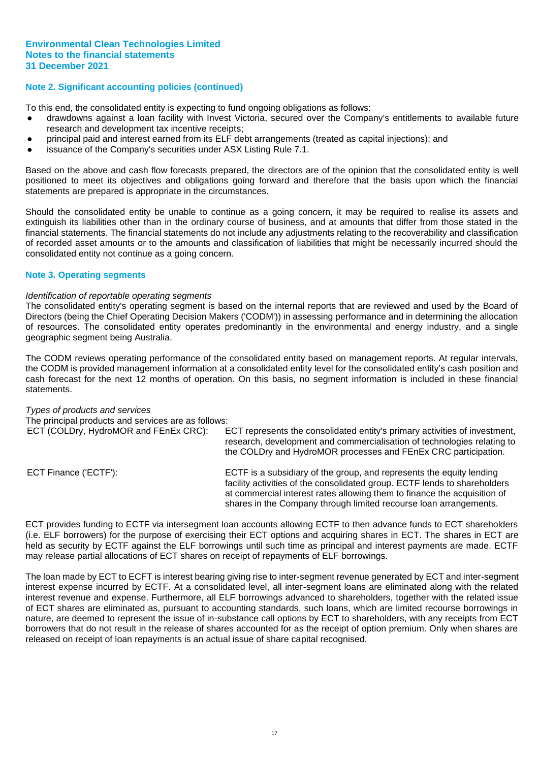## Note 2. Significant accounting policies (continued)

To this end, the consolidated entity is expecting to fund ongoing obligations as follows:

- drawdowns against a loan facility with Invest Victoria, secured over the Company's entitlements to available future research and development tax incentive receipts;
- principal paid and interest earned from its ELF debt arrangements (treated as capital injections); and
- issuance of the Company's securities under ASX Listing Rule 7.1.

Based on the above and cash flow forecasts prepared, the directors are of the opinion that the consolidated entity is well positioned to meet its objectives and obligations going forward and therefore that the basis upon which the financial statements are prepared is appropriate in the circumstances.

Should the consolidated entity be unable to continue as a going concern, it may be required to realise its assets and extinguish its liabilities other than in the ordinary course of business, and at amounts that differ from those stated in the financial statements. The financial statements do not include any adjustments relating to the recoverability and classification of recorded asset amounts or to the amounts and classification of liabilities that might be necessarily incurred should the consolidated entity not continue as a going concern.

## Note 3. Operating segments

*Identification of reportable operating segments*

The consolidated entity's operating segment is based on the internal reports that are reviewed and used by the Board of Directors (being the Chief Operating Decision Makers ('CODM')) in assessing performance and in determining the allocation of resources. The consolidated entity operates predominantly in the environmental and energy industry, and a single geographic segment being Australia.

The CODM reviews operating performance of the consolidated entity based on management reports. At regular intervals, the CODM is provided management information at a consolidated entity level for the consolidated entity's cash position and cash forecast for the next 12 months of operation. On this basis, no segment information is included in these financial statements.

*Types of products and services*

The principal products and services are as follows:

| | |
|---|---|
| ECT (COLDry, HydroMOR and FEnEx CRC): | ECT represents the consolidated entity's primary activities of investment, research, development and commercialisation of technologies relating to the COLDry and HydroMOR processes and FEnEx CRC participation. |
| ECT Finance ('ECTF'): | ECTF is a subsidiary of the group, and represents the equity lending facility activities of the consolidated group. ECTF lends to shareholders at commercial interest rates allowing them to finance the acquisition of shares in the Company through limited recourse loan arrangements. |

ECT provides funding to ECTF via intersegment loan accounts allowing ECTF to then advance funds to ECT shareholders (i.e. ELF borrowers) for the purpose of exercising their ECT options and acquiring shares in ECT. The shares in ECT are held as security by ECTF against the ELF borrowings until such time as principal and interest payments are made. ECTF may release partial allocations of ECT shares on receipt of repayments of ELF borrowings.

The loan made by ECT to ECFT is interest bearing giving rise to inter-segment revenue generated by ECT and inter-segment interest expense incurred by ECTF. At a consolidated level, all inter-segment loans are eliminated along with the related interest revenue and expense. Furthermore, all ELF borrowings advanced to shareholders, together with the related issue of ECT shares are eliminated as, pursuant to accounting standards, such loans, which are limited recourse borrowings in nature, are deemed to represent the issue of in-substance call options by ECT to shareholders, with any receipts from ECT borrowers that do not result in the release of shares accounted for as the receipt of option premium. Only when shares are released on receipt of loan repayments is an actual issue of share capital recognised.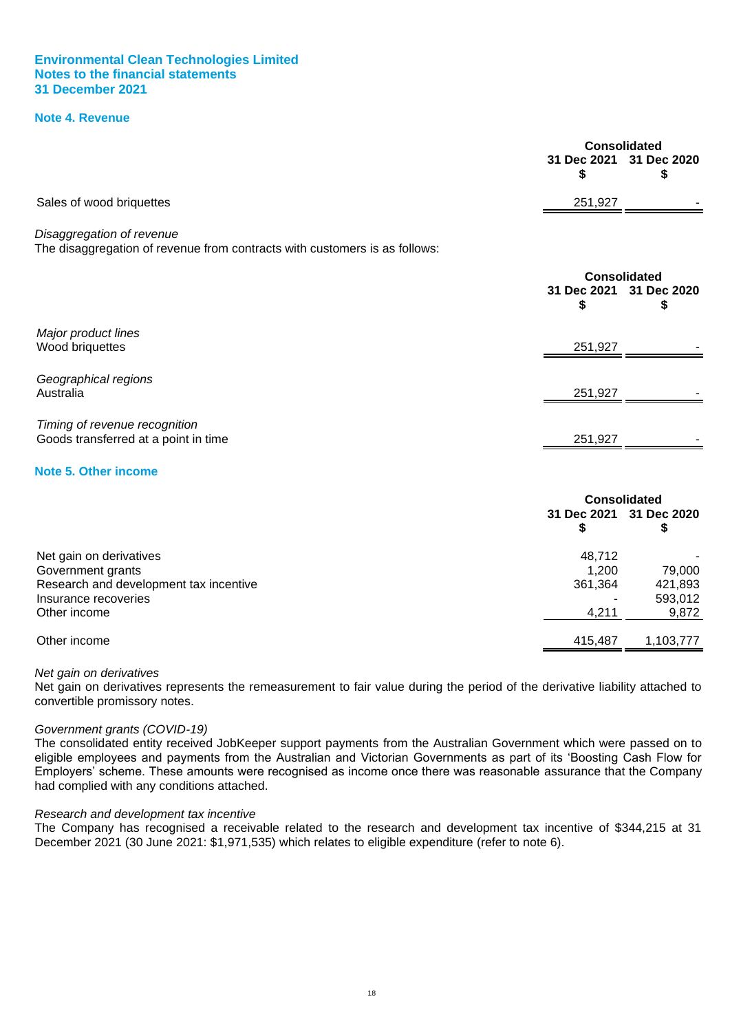**Environmental Clean Technologies Limited**
**Notes to the financial statements**
**31 December 2021**

## Note 4. Revenue

| | Consolidated | |
|---|---|---|
| | 31 Dec 2021 $ | 31 Dec 2020 $ |
| Sales of wood briquettes | 251,927 | - |

*Disaggregation of revenue*
The disaggregation of revenue from contracts with customers is as follows:

| | Consolidated | |
|---|---|---|
| | 31 Dec 2021 $ | 31 Dec 2020 $ |
| *Major product lines* | | |
| Wood briquettes | 251,927 | - |
| | | |
| *Geographical regions* | | |
| Australia | 251,927 | - |
| | | |
| *Timing of revenue recognition* | | |
| Goods transferred at a point in time | 251,927 | - |

## Note 5. Other income

| | Consolidated | |
|---|---|---|
| | 31 Dec 2021 $ | 31 Dec 2020 $ |
| Net gain on derivatives | 48,712 | - |
| Government grants | 1,200 | 79,000 |
| Research and development tax incentive | 361,364 | 421,893 |
| Insurance recoveries | - | 593,012 |
| Other income | 4,211 | 9,872 |
| Other income | 415,487 | 1,103,777 |

*Net gain on derivatives*
Net gain on derivatives represents the remeasurement to fair value during the period of the derivative liability attached to convertible promissory notes.

*Government grants (COVID-19)*
The consolidated entity received JobKeeper support payments from the Australian Government which were passed on to eligible employees and payments from the Australian and Victorian Governments as part of its 'Boosting Cash Flow for Employers' scheme. These amounts were recognised as income once there was reasonable assurance that the Company had complied with any conditions attached.

*Research and development tax incentive*
The Company has recognised a receivable related to the research and development tax incentive of $344,215 at 31 December 2021 (30 June 2021: $1,971,535) which relates to eligible expenditure (refer to note 6).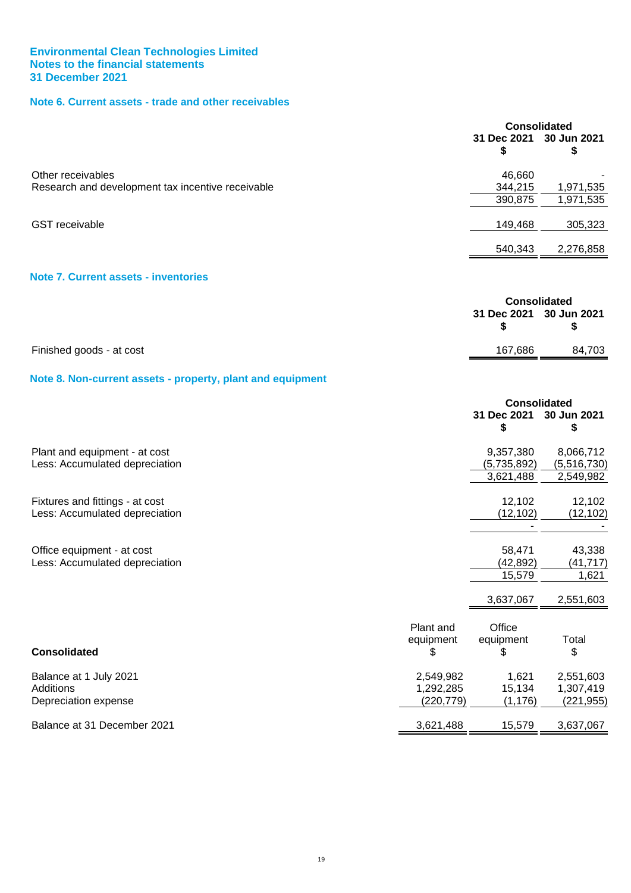**Environmental Clean Technologies Limited**
**Notes to the financial statements**
**31 December 2021**

## Note 6. Current assets - trade and other receivables

| | Consolidated | |
|---|---|---|
| | 31 Dec 2021 $ | 30 Jun 2021 $ |
| Other receivables | 46,660 | - |
| Research and development tax incentive receivable | 344,215 | 1,971,535 |
| | 390,875 | 1,971,535 |
| | | |
| GST receivable | 149,468 | 305,323 |
| | | |
| | 540,343 | 2,276,858 |

## Note 7. Current assets - inventories

| | Consolidated | |
|---|---|---|
| | 31 Dec 2021 $ | 30 Jun 2021 $ |
| Finished goods - at cost | 167,686 | 84,703 |

## Note 8. Non-current assets - property, plant and equipment

| | Consolidated | |
|---|---|---|
| | 31 Dec 2021 $ | 30 Jun 2021 $ |
| Plant and equipment - at cost | 9,357,380 | 8,066,712 |
| Less: Accumulated depreciation | (5,735,892) | (5,516,730) |
| | 3,621,488 | 2,549,982 |
| | | |
| Fixtures and fittings - at cost | 12,102 | 12,102 |
| Less: Accumulated depreciation | (12,102) | (12,102) |
| | - | - |
| | | |
| Office equipment - at cost | 58,471 | 43,338 |
| Less: Accumulated depreciation | (42,892) | (41,717) |
| | 15,579 | 1,621 |
| | | |
| | 3,637,067 | 2,551,603 |

| **Consolidated** | Plant and equipment $ | Office equipment $ | Total $ |
|---|---|---|---|
| Balance at 1 July 2021 | 2,549,982 | 1,621 | 2,551,603 |
| Additions | 1,292,285 | 15,134 | 1,307,419 |
| Depreciation expense | (220,779) | (1,176) | (221,955) |
| | | | |
| Balance at 31 December 2021 | 3,621,488 | 15,579 | 3,637,067 |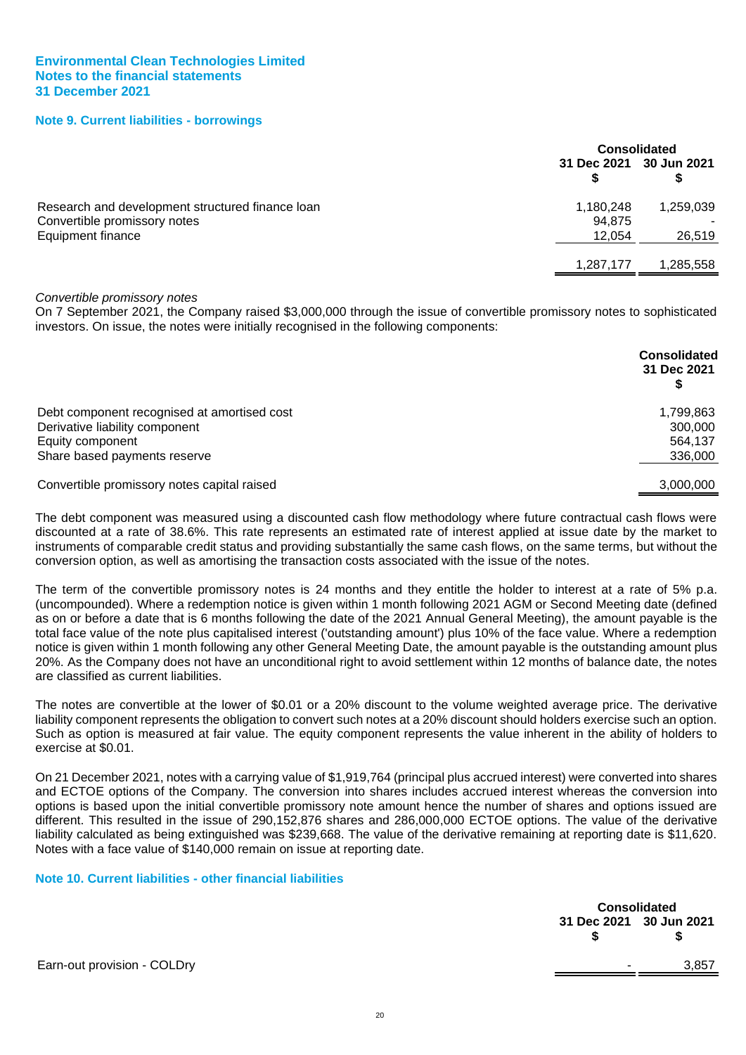**Environmental Clean Technologies Limited**
**Notes to the financial statements**
**31 December 2021**

## Note 9. Current liabilities - borrowings

| | Consolidated | |
|---|---|---|
| | 31 Dec 2021 $ | 30 Jun 2021 $ |
| Research and development structured finance loan | 1,180,248 | 1,259,039 |
| Convertible promissory notes | 94,875 | - |
| Equipment finance | 12,054 | 26,519 |
| | 1,287,177 | 1,285,558 |

*Convertible promissory notes*

On 7 September 2021, the Company raised $3,000,000 through the issue of convertible promissory notes to sophisticated investors. On issue, the notes were initially recognised in the following components:

| | Consolidated 31 Dec 2021 $ |
|---|---|
| Debt component recognised at amortised cost | 1,799,863 |
| Derivative liability component | 300,000 |
| Equity component | 564,137 |
| Share based payments reserve | 336,000 |
| Convertible promissory notes capital raised | 3,000,000 |

The debt component was measured using a discounted cash flow methodology where future contractual cash flows were discounted at a rate of 38.6%. This rate represents an estimated rate of interest applied at issue date by the market to instruments of comparable credit status and providing substantially the same cash flows, on the same terms, but without the conversion option, as well as amortising the transaction costs associated with the issue of the notes.

The term of the convertible promissory notes is 24 months and they entitle the holder to interest at a rate of 5% p.a. (uncompounded). Where a redemption notice is given within 1 month following 2021 AGM or Second Meeting date (defined as on or before a date that is 6 months following the date of the 2021 Annual General Meeting), the amount payable is the total face value of the note plus capitalised interest ('outstanding amount') plus 10% of the face value. Where a redemption notice is given within 1 month following any other General Meeting Date, the amount payable is the outstanding amount plus 20%. As the Company does not have an unconditional right to avoid settlement within 12 months of balance date, the notes are classified as current liabilities.

The notes are convertible at the lower of $0.01 or a 20% discount to the volume weighted average price. The derivative liability component represents the obligation to convert such notes at a 20% discount should holders exercise such an option. Such as option is measured at fair value. The equity component represents the value inherent in the ability of holders to exercise at $0.01.

On 21 December 2021, notes with a carrying value of $1,919,764 (principal plus accrued interest) were converted into shares and ECTOE options of the Company. The conversion into shares includes accrued interest whereas the conversion into options is based upon the initial convertible promissory note amount hence the number of shares and options issued are different. This resulted in the issue of 290,152,876 shares and 286,000,000 ECTOE options. The value of the derivative liability calculated as being extinguished was $239,668. The value of the derivative remaining at reporting date is $11,620. Notes with a face value of $140,000 remain on issue at reporting date.

## Note 10. Current liabilities - other financial liabilities

| | Consolidated | |
|---|---|---|
| | 31 Dec 2021 $ | 30 Jun 2021 $ |
| Earn-out provision - COLDry | - | 3,857 |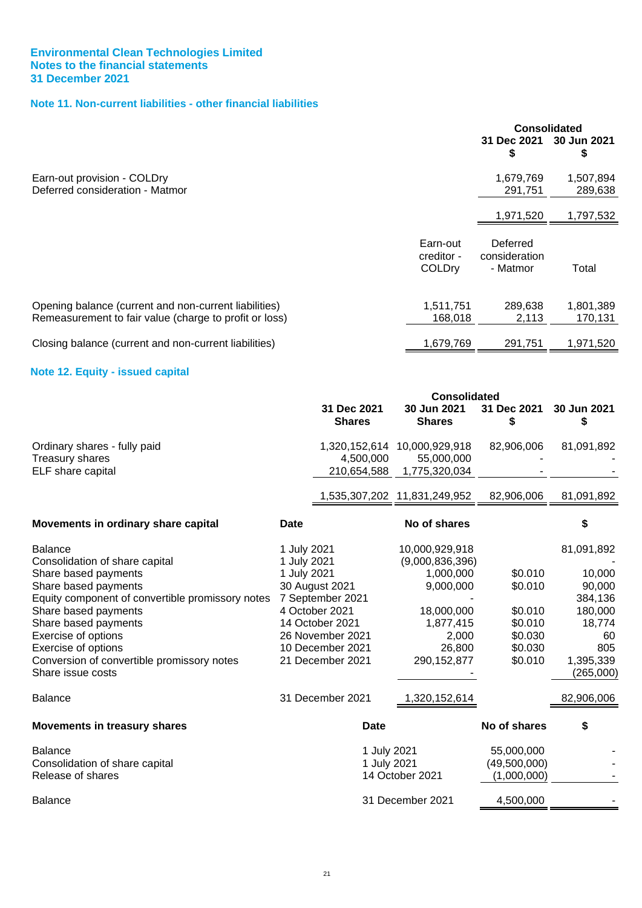**Environmental Clean Technologies Limited**
**Notes to the financial statements**
**31 December 2021**

## Note 11. Non-current liabilities - other financial liabilities

| | Consolidated | |
|---|---|---|
| | 31 Dec 2021 $ | 30 Jun 2021 $ |
| Earn-out provision - COLDry | 1,679,769 | 1,507,894 |
| Deferred consideration - Matmor | 291,751 | 289,638 |
| | 1,971,520 | 1,797,532 |

| | Earn-out creditor - COLDry | Deferred consideration - Matmor | Total |
|---|---|---|---|
| Opening balance (current and non-current liabilities) | 1,511,751 | 289,638 | 1,801,389 |
| Remeasurement to fair value (charge to profit or loss) | 168,018 | 2,113 | 170,131 |
| Closing balance (current and non-current liabilities) | 1,679,769 | 291,751 | 1,971,520 |

## Note 12. Equity - issued capital

| | Consolidated | | | |
|---|---|---|---|---|
| | 31 Dec 2021 Shares | 30 Jun 2021 Shares | 31 Dec 2021 $ | 30 Jun 2021 $ |
| Ordinary shares - fully paid | 1,320,152,614 | 10,000,929,918 | 82,906,006 | 81,091,892 |
| Treasury shares | 4,500,000 | 55,000,000 | - | - |
| ELF share capital | 210,654,588 | 1,775,320,034 | - | - |
| | 1,535,307,202 | 11,831,249,952 | 82,906,006 | 81,091,892 |

| Movements in ordinary share capital | Date | No of shares | | $ |
|---|---|---|---|---|
| Balance | 1 July 2021 | 10,000,929,918 | | 81,091,892 |
| Consolidation of share capital | 1 July 2021 | (9,000,836,396) | | - |
| Share based payments | 1 July 2021 | 1,000,000 | $0.010 | 10,000 |
| Share based payments | 30 August 2021 | 9,000,000 | $0.010 | 90,000 |
| Equity component of convertible promissory notes | 7 September 2021 | - | | 384,136 |
| Share based payments | 4 October 2021 | 18,000,000 | $0.010 | 180,000 |
| Share based payments | 14 October 2021 | 1,877,415 | $0.010 | 18,774 |
| Exercise of options | 26 November 2021 | 2,000 | $0.030 | 60 |
| Exercise of options | 10 December 2021 | 26,800 | $0.030 | 805 |
| Conversion of convertible promissory notes | 21 December 2021 | 290,152,877 | $0.010 | 1,395,339 |
| Share issue costs | | - | | (265,000) |
| Balance | 31 December 2021 | 1,320,152,614 | | 82,906,006 |

| Movements in treasury shares | Date | No of shares | $ |
|---|---|---|---|
| Balance | 1 July 2021 | 55,000,000 | - |
| Consolidation of share capital | 1 July 2021 | (49,500,000) | - |
| Release of shares | 14 October 2021 | (1,000,000) | - |
| Balance | 31 December 2021 | 4,500,000 | - |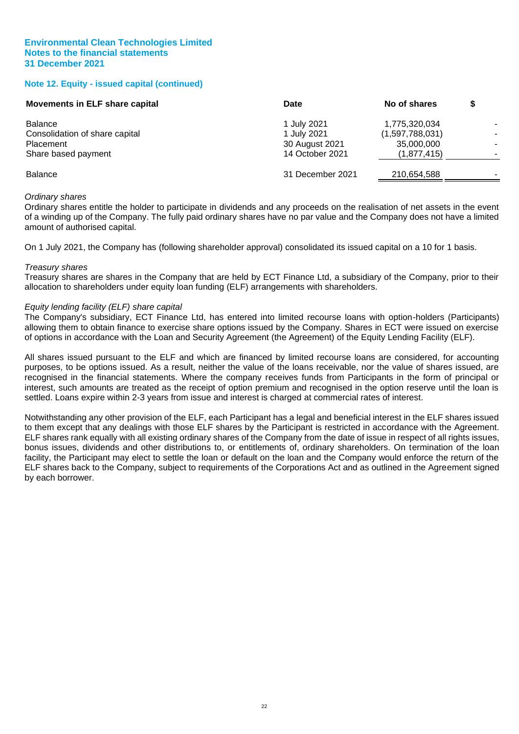**Environmental Clean Technologies Limited**
**Notes to the financial statements**
**31 December 2021**

## Note 12. Equity - issued capital (continued)

| Movements in ELF share capital | Date | No of shares | $ |
|---|---|---|---|
| Balance | 1 July 2021 | 1,775,320,034 | - |
| Consolidation of share capital | 1 July 2021 | (1,597,788,031) | - |
| Placement | 30 August 2021 | 35,000,000 | - |
| Share based payment | 14 October 2021 | (1,877,415) | - |
| Balance | 31 December 2021 | 210,654,588 | - |

*Ordinary shares*

Ordinary shares entitle the holder to participate in dividends and any proceeds on the realisation of net assets in the event of a winding up of the Company. The fully paid ordinary shares have no par value and the Company does not have a limited amount of authorised capital.

On 1 July 2021, the Company has (following shareholder approval) consolidated its issued capital on a 10 for 1 basis.

*Treasury shares*

Treasury shares are shares in the Company that are held by ECT Finance Ltd, a subsidiary of the Company, prior to their allocation to shareholders under equity loan funding (ELF) arrangements with shareholders.

*Equity lending facility (ELF) share capital*

The Company's subsidiary, ECT Finance Ltd, has entered into limited recourse loans with option-holders (Participants) allowing them to obtain finance to exercise share options issued by the Company. Shares in ECT were issued on exercise of options in accordance with the Loan and Security Agreement (the Agreement) of the Equity Lending Facility (ELF).

All shares issued pursuant to the ELF and which are financed by limited recourse loans are considered, for accounting purposes, to be options issued. As a result, neither the value of the loans receivable, nor the value of shares issued, are recognised in the financial statements. Where the company receives funds from Participants in the form of principal or interest, such amounts are treated as the receipt of option premium and recognised in the option reserve until the loan is settled. Loans expire within 2-3 years from issue and interest is charged at commercial rates of interest.

Notwithstanding any other provision of the ELF, each Participant has a legal and beneficial interest in the ELF shares issued to them except that any dealings with those ELF shares by the Participant is restricted in accordance with the Agreement. ELF shares rank equally with all existing ordinary shares of the Company from the date of issue in respect of all rights issues, bonus issues, dividends and other distributions to, or entitlements of, ordinary shareholders. On termination of the loan facility, the Participant may elect to settle the loan or default on the loan and the Company would enforce the return of the ELF shares back to the Company, subject to requirements of the Corporations Act and as outlined in the Agreement signed by each borrower.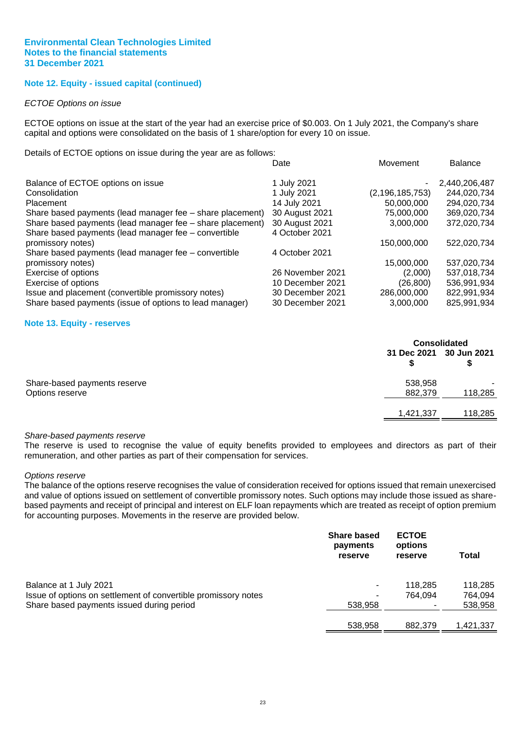**Environmental Clean Technologies Limited**
**Notes to the financial statements**
**31 December 2021**

## Note 12. Equity - issued capital (continued)

*ECTOE Options on issue*

ECTOE options on issue at the start of the year had an exercise price of $0.003. On 1 July 2021, the Company's share capital and options were consolidated on the basis of 1 share/option for every 10 on issue.

Details of ECTOE options on issue during the year are as follows:

| | Date | Movement | Balance |
|---|---|---|---|
| Balance of ECTOE options on issue | 1 July 2021 | - | 2,440,206,487 |
| Consolidation | 1 July 2021 | (2,196,185,753) | 244,020,734 |
| Placement | 14 July 2021 | 50,000,000 | 294,020,734 |
| Share based payments (lead manager fee – share placement) | 30 August 2021 | 75,000,000 | 369,020,734 |
| Share based payments (lead manager fee – share placement) | 30 August 2021 | 3,000,000 | 372,020,734 |
| Share based payments (lead manager fee – convertible promissory notes) | 4 October 2021 | 150,000,000 | 522,020,734 |
| Share based payments (lead manager fee – convertible promissory notes) | 4 October 2021 | 15,000,000 | 537,020,734 |
| Exercise of options | 26 November 2021 | (2,000) | 537,018,734 |
| Exercise of options | 10 December 2021 | (26,800) | 536,991,934 |
| Issue and placement (convertible promissory notes) | 30 December 2021 | 286,000,000 | 822,991,934 |
| Share based payments (issue of options to lead manager) | 30 December 2021 | 3,000,000 | 825,991,934 |

## Note 13. Equity - reserves

| | Consolidated | |
|---|---|---|
| | 31 Dec 2021 $ | 30 Jun 2021 $ |
| Share-based payments reserve | 538,958 | - |
| Options reserve | 882,379 | 118,285 |
| | 1,421,337 | 118,285 |

*Share-based payments reserve*
The reserve is used to recognise the value of equity benefits provided to employees and directors as part of their remuneration, and other parties as part of their compensation for services.

*Options reserve*
The balance of the options reserve recognises the value of consideration received for options issued that remain unexercised and value of options issued on settlement of convertible promissory notes. Such options may include those issued as share-based payments and receipt of principal and interest on ELF loan repayments which are treated as receipt of option premium for accounting purposes. Movements in the reserve are provided below.

| | Share based payments reserve | ECTOE options reserve | Total |
|---|---|---|---|
| Balance at 1 July 2021 | - | 118,285 | 118,285 |
| Issue of options on settlement of convertible promissory notes | - | 764,094 | 764,094 |
| Share based payments issued during period | 538,958 | - | 538,958 |
| | 538,958 | 882,379 | 1,421,337 |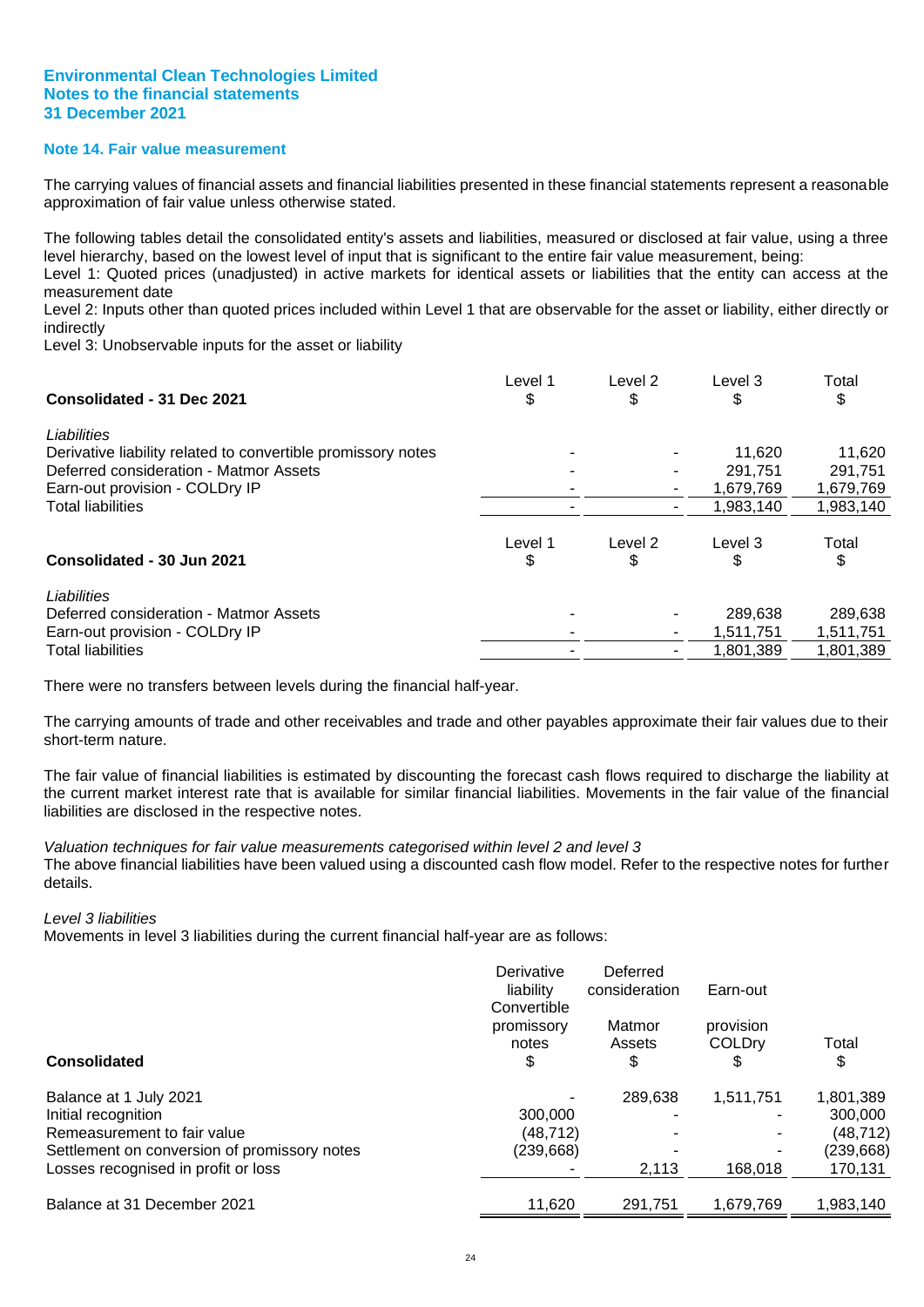**Environmental Clean Technologies Limited**
**Notes to the financial statements**
**31 December 2021**

## Note 14. Fair value measurement

The carrying values of financial assets and financial liabilities presented in these financial statements represent a reasonable approximation of fair value unless otherwise stated.

The following tables detail the consolidated entity's assets and liabilities, measured or disclosed at fair value, using a three level hierarchy, based on the lowest level of input that is significant to the entire fair value measurement, being:
Level 1: Quoted prices (unadjusted) in active markets for identical assets or liabilities that the entity can access at the measurement date
Level 2: Inputs other than quoted prices included within Level 1 that are observable for the asset or liability, either directly or indirectly
Level 3: Unobservable inputs for the asset or liability

| **Consolidated - 31 Dec 2021** | Level 1 $ | Level 2 $ | Level 3 $ | Total $ |
|---|---|---|---|---|
| *Liabilities* | | | | |
| Derivative liability related to convertible promissory notes | - | - | 11,620 | 11,620 |
| Deferred consideration - Matmor Assets | - | - | 291,751 | 291,751 |
| Earn-out provision - COLDry IP | - | - | 1,679,769 | 1,679,769 |
| Total liabilities | - | - | 1,983,140 | 1,983,140 |

| **Consolidated - 30 Jun 2021** | Level 1 $ | Level 2 $ | Level 3 $ | Total $ |
|---|---|---|---|---|
| *Liabilities* | | | | |
| Deferred consideration - Matmor Assets | - | - | 289,638 | 289,638 |
| Earn-out provision - COLDry IP | - | - | 1,511,751 | 1,511,751 |
| Total liabilities | - | - | 1,801,389 | 1,801,389 |

There were no transfers between levels during the financial half-year.

The carrying amounts of trade and other receivables and trade and other payables approximate their fair values due to their short-term nature.

The fair value of financial liabilities is estimated by discounting the forecast cash flows required to discharge the liability at the current market interest rate that is available for similar financial liabilities. Movements in the fair value of the financial liabilities are disclosed in the respective notes.

*Valuation techniques for fair value measurements categorised within level 2 and level 3*
The above financial liabilities have been valued using a discounted cash flow model. Refer to the respective notes for further details.

*Level 3 liabilities*
Movements in level 3 liabilities during the current financial half-year are as follows:

| **Consolidated** | Derivative liability Convertible promissory notes $ | Deferred consideration Matmor Assets $ | Earn-out provision COLDry $ | Total $ |
|---|---|---|---|---|
| Balance at 1 July 2021 | - | 289,638 | 1,511,751 | 1,801,389 |
| Initial recognition | 300,000 | - | - | 300,000 |
| Remeasurement to fair value | (48,712) | - | - | (48,712) |
| Settlement on conversion of promissory notes | (239,668) | - | - | (239,668) |
| Losses recognised in profit or loss | - | 2,113 | 168,018 | 170,131 |
| Balance at 31 December 2021 | 11,620 | 291,751 | 1,679,769 | 1,983,140 |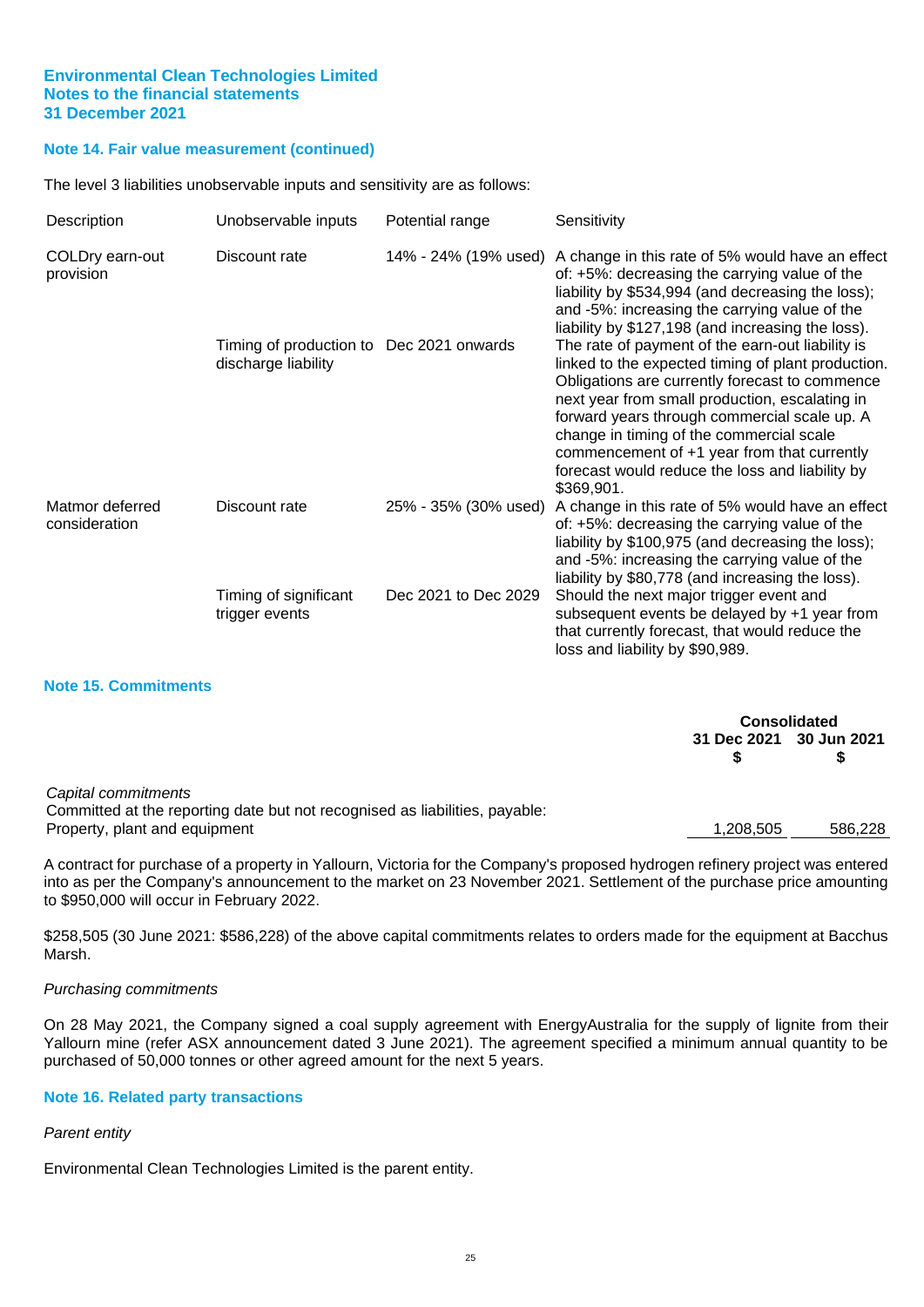### Note 14. Fair value measurement (continued)

The level 3 liabilities unobservable inputs and sensitivity are as follows:

| Description | Unobservable inputs | Potential range | Sensitivity |
|---|---|---|---|
| COLDry earn-out provision | Discount rate | 14% - 24% (19% used) | A change in this rate of 5% would have an effect of: +5%: decreasing the carrying value of the liability by $534,994 (and decreasing the loss); and -5%: increasing the carrying value of the liability by $127,198 (and increasing the loss). |
| | Timing of production to discharge liability | Dec 2021 onwards | The rate of payment of the earn-out liability is linked to the expected timing of plant production. Obligations are currently forecast to commence next year from small production, escalating in forward years through commercial scale up. A change in timing of the commercial scale commencement of +1 year from that currently forecast would reduce the loss and liability by $369,901. |
| Matmor deferred consideration | Discount rate | 25% - 35% (30% used) | A change in this rate of 5% would have an effect of: +5%: decreasing the carrying value of the liability by $100,975 (and decreasing the loss); and -5%: increasing the carrying value of the liability by $80,778 (and increasing the loss). |
| | Timing of significant trigger events | Dec 2021 to Dec 2029 | Should the next major trigger event and subsequent events be delayed by +1 year from that currently forecast, that would reduce the loss and liability by $90,989. |

### Note 15. Commitments

| | Consolidated | |
|---|---|---|
| | 31 Dec 2021 $ | 30 Jun 2021 $ |
| *Capital commitments* | | |
| Committed at the reporting date but not recognised as liabilities, payable: | | |
| Property, plant and equipment | 1,208,505 | 586,228 |

A contract for purchase of a property in Yallourn, Victoria for the Company's proposed hydrogen refinery project was entered into as per the Company's announcement to the market on 23 November 2021. Settlement of the purchase price amounting to $950,000 will occur in February 2022.

$258,505 (30 June 2021: $586,228) of the above capital commitments relates to orders made for the equipment at Bacchus Marsh.

*Purchasing commitments*

On 28 May 2021, the Company signed a coal supply agreement with EnergyAustralia for the supply of lignite from their Yallourn mine (refer ASX announcement dated 3 June 2021). The agreement specified a minimum annual quantity to be purchased of 50,000 tonnes or other agreed amount for the next 5 years.

### Note 16. Related party transactions

*Parent entity*

Environmental Clean Technologies Limited is the parent entity.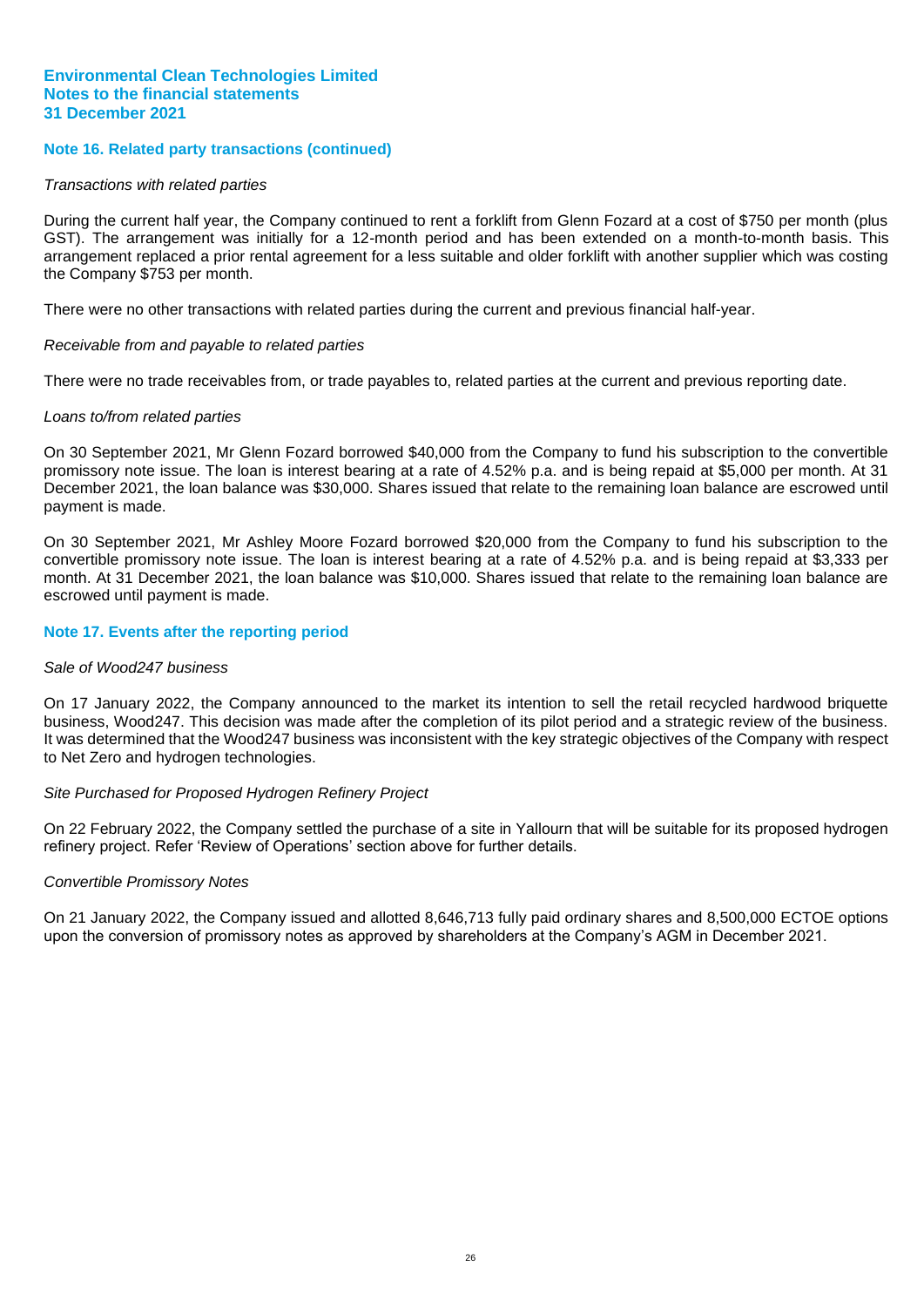**Environmental Clean Technologies Limited**
**Notes to the financial statements**
**31 December 2021**

## Note 16. Related party transactions (continued)

*Transactions with related parties*

During the current half year, the Company continued to rent a forklift from Glenn Fozard at a cost of $750 per month (plus GST). The arrangement was initially for a 12-month period and has been extended on a month-to-month basis. This arrangement replaced a prior rental agreement for a less suitable and older forklift with another supplier which was costing the Company $753 per month.

There were no other transactions with related parties during the current and previous financial half-year.

*Receivable from and payable to related parties*

There were no trade receivables from, or trade payables to, related parties at the current and previous reporting date.

*Loans to/from related parties*

On 30 September 2021, Mr Glenn Fozard borrowed $40,000 from the Company to fund his subscription to the convertible promissory note issue. The loan is interest bearing at a rate of 4.52% p.a. and is being repaid at $5,000 per month. At 31 December 2021, the loan balance was $30,000. Shares issued that relate to the remaining loan balance are escrowed until payment is made.

On 30 September 2021, Mr Ashley Moore Fozard borrowed $20,000 from the Company to fund his subscription to the convertible promissory note issue. The loan is interest bearing at a rate of 4.52% p.a. and is being repaid at $3,333 per month. At 31 December 2021, the loan balance was $10,000. Shares issued that relate to the remaining loan balance are escrowed until payment is made.

## Note 17. Events after the reporting period

*Sale of Wood247 business*

On 17 January 2022, the Company announced to the market its intention to sell the retail recycled hardwood briquette business, Wood247. This decision was made after the completion of its pilot period and a strategic review of the business. It was determined that the Wood247 business was inconsistent with the key strategic objectives of the Company with respect to Net Zero and hydrogen technologies.

*Site Purchased for Proposed Hydrogen Refinery Project*

On 22 February 2022, the Company settled the purchase of a site in Yallourn that will be suitable for its proposed hydrogen refinery project. Refer 'Review of Operations' section above for further details.

*Convertible Promissory Notes*

On 21 January 2022, the Company issued and allotted 8,646,713 fully paid ordinary shares and 8,500,000 ECTOE options upon the conversion of promissory notes as approved by shareholders at the Company's AGM in December 2021.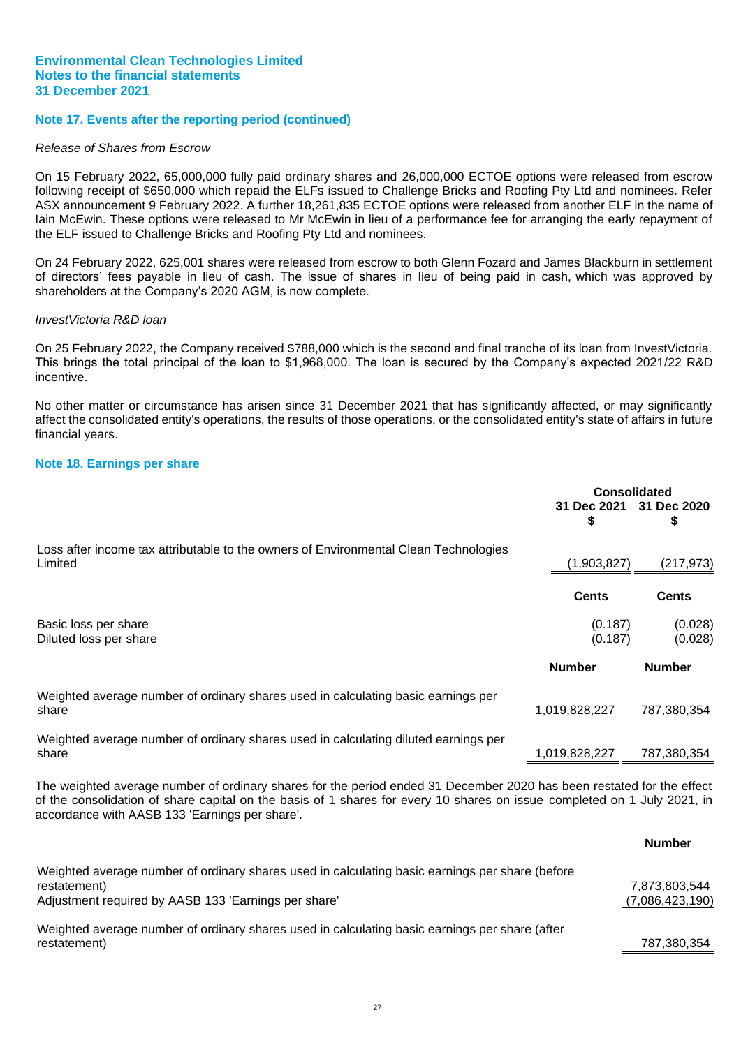## Note 17. Events after the reporting period (continued)

*Release of Shares from Escrow*

On 15 February 2022, 65,000,000 fully paid ordinary shares and 26,000,000 ECTOE options were released from escrow following receipt of $650,000 which repaid the ELFs issued to Challenge Bricks and Roofing Pty Ltd and nominees. Refer ASX announcement 9 February 2022. A further 18,261,835 ECTOE options were released from another ELF in the name of Iain McEwin. These options were released to Mr McEwin in lieu of a performance fee for arranging the early repayment of the ELF issued to Challenge Bricks and Roofing Pty Ltd and nominees.

On 24 February 2022, 625,001 shares were released from escrow to both Glenn Fozard and James Blackburn in settlement of directors' fees payable in lieu of cash. The issue of shares in lieu of being paid in cash, which was approved by shareholders at the Company's 2020 AGM, is now complete.

*InvestVictoria R&D loan*

On 25 February 2022, the Company received $788,000 which is the second and final tranche of its loan from InvestVictoria. This brings the total principal of the loan to $1,968,000. The loan is secured by the Company's expected 2021/22 R&D incentive.

No other matter or circumstance has arisen since 31 December 2021 that has significantly affected, or may significantly affect the consolidated entity's operations, the results of those operations, or the consolidated entity's state of affairs in future financial years.

## Note 18. Earnings per share

| | Consolidated | |
|---|---|---|
| | 31 Dec 2021 $ | 31 Dec 2020 $ |
| Loss after income tax attributable to the owners of Environmental Clean Technologies Limited | (1,903,827) | (217,973) |
| | **Cents** | **Cents** |
| Basic loss per share | (0.187) | (0.028) |
| Diluted loss per share | (0.187) | (0.028) |
| | **Number** | **Number** |
| Weighted average number of ordinary shares used in calculating basic earnings per share | 1,019,828,227 | 787,380,354 |
| Weighted average number of ordinary shares used in calculating diluted earnings per share | 1,019,828,227 | 787,380,354 |

The weighted average number of ordinary shares for the period ended 31 December 2020 has been restated for the effect of the consolidation of share capital on the basis of 1 shares for every 10 shares on issue completed on 1 July 2021, in accordance with AASB 133 'Earnings per share'.

| | Number |
|---|---|
| Weighted average number of ordinary shares used in calculating basic earnings per share (before restatement) | 7,873,803,544 |
| Adjustment required by AASB 133 'Earnings per share' | (7,086,423,190) |
| Weighted average number of ordinary shares used in calculating basic earnings per share (after restatement) | 787,380,354 |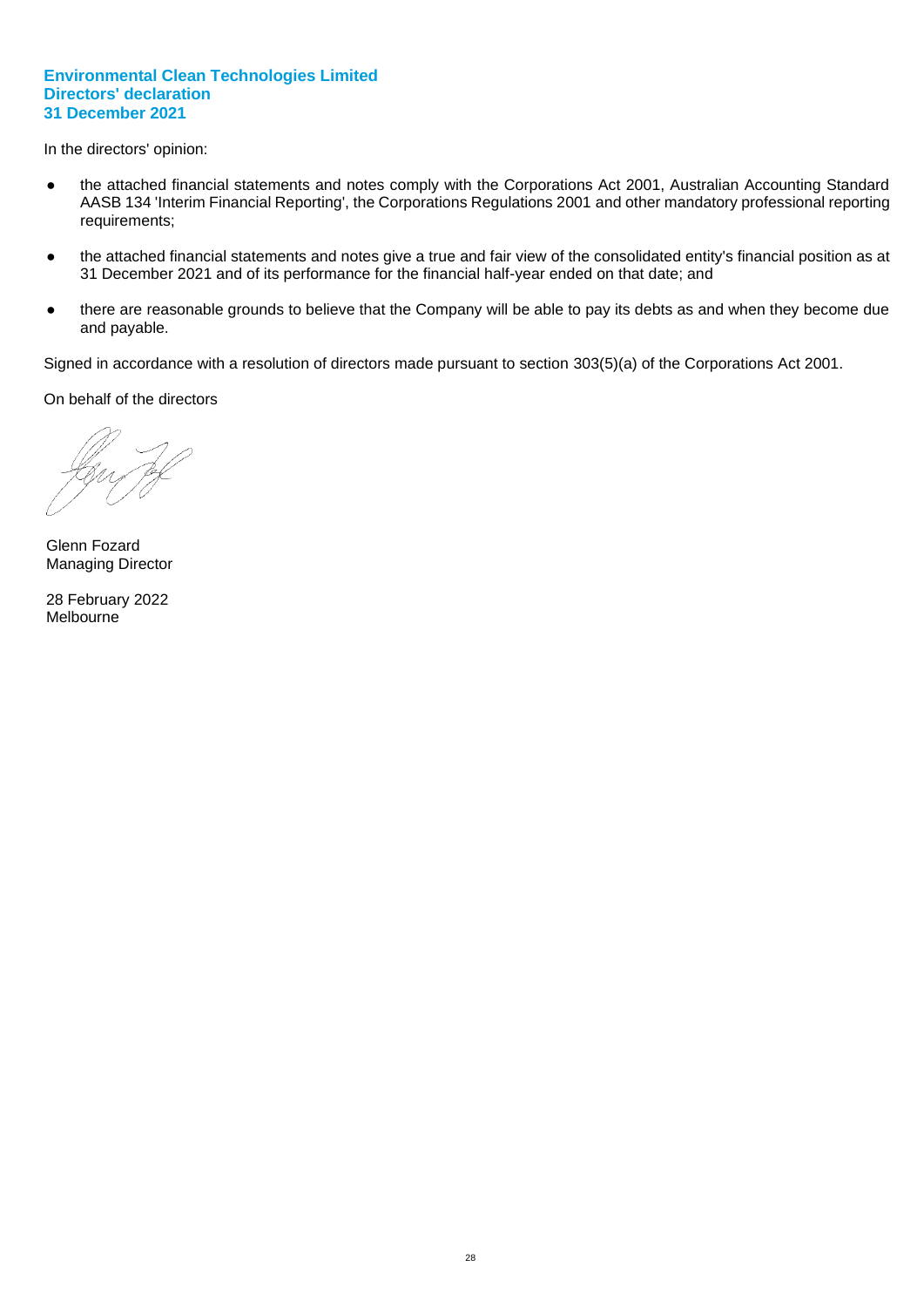# Environmental Clean Technologies Limited
## Directors' declaration
## 31 December 2021

In the directors' opinion:

- the attached financial statements and notes comply with the Corporations Act 2001, Australian Accounting Standard AASB 134 'Interim Financial Reporting', the Corporations Regulations 2001 and other mandatory professional reporting requirements;
- the attached financial statements and notes give a true and fair view of the consolidated entity's financial position as at 31 December 2021 and of its performance for the financial half-year ended on that date; and
- there are reasonable grounds to believe that the Company will be able to pay its debts as and when they become due and payable.

Signed in accordance with a resolution of directors made pursuant to section 303(5)(a) of the Corporations Act 2001.

On behalf of the directors

Glenn Fozard
Managing Director

28 February 2022
Melbourne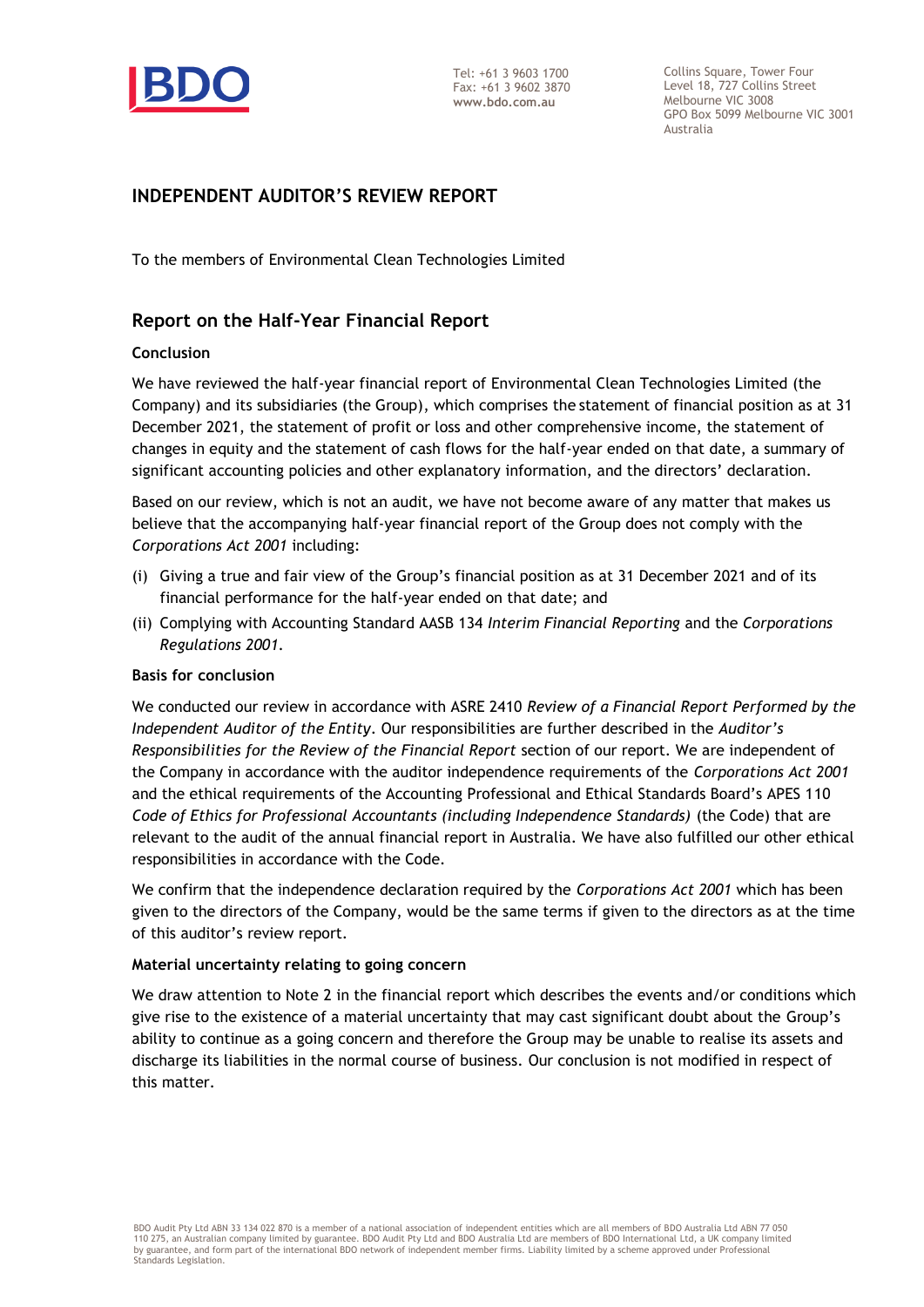BDO

Tel: +61 3 9603 1700
Fax: +61 3 9602 3870
www.bdo.com.au

Collins Square, Tower Four
Level 18, 727 Collins Street
Melbourne VIC 3008
GPO Box 5099 Melbourne VIC 3001
Australia

# INDEPENDENT AUDITOR'S REVIEW REPORT

To the members of Environmental Clean Technologies Limited

## Report on the Half-Year Financial Report

### Conclusion

We have reviewed the half-year financial report of Environmental Clean Technologies Limited (the Company) and its subsidiaries (the Group), which comprises the statement of financial position as at 31 December 2021, the statement of profit or loss and other comprehensive income, the statement of changes in equity and the statement of cash flows for the half-year ended on that date, a summary of significant accounting policies and other explanatory information, and the directors' declaration.

Based on our review, which is not an audit, we have not become aware of any matter that makes us believe that the accompanying half-year financial report of the Group does not comply with the *Corporations Act 2001* including:

(i) Giving a true and fair view of the Group's financial position as at 31 December 2021 and of its financial performance for the half-year ended on that date; and

(ii) Complying with Accounting Standard AASB 134 *Interim Financial Reporting* and the *Corporations Regulations 2001*.

### Basis for conclusion

We conducted our review in accordance with ASRE 2410 *Review of a Financial Report Performed by the Independent Auditor of the Entity*. Our responsibilities are further described in the *Auditor's Responsibilities for the Review of the Financial Report* section of our report. We are independent of the Company in accordance with the auditor independence requirements of the *Corporations Act 2001* and the ethical requirements of the Accounting Professional and Ethical Standards Board's APES 110 *Code of Ethics for Professional Accountants (including Independence Standards)* (the Code) that are relevant to the audit of the annual financial report in Australia. We have also fulfilled our other ethical responsibilities in accordance with the Code.

We confirm that the independence declaration required by the *Corporations Act 2001* which has been given to the directors of the Company, would be the same terms if given to the directors as at the time of this auditor's review report.

### Material uncertainty relating to going concern

We draw attention to Note 2 in the financial report which describes the events and/or conditions which give rise to the existence of a material uncertainty that may cast significant doubt about the Group's ability to continue as a going concern and therefore the Group may be unable to realise its assets and discharge its liabilities in the normal course of business. Our conclusion is not modified in respect of this matter.

BDO Audit Pty Ltd ABN 33 134 022 870 is a member of a national association of independent entities which are all members of BDO Australia Ltd ABN 77 050 110 275, an Australian company limited by guarantee. BDO Audit Pty Ltd and BDO Australia Ltd are members of BDO International Ltd, a UK company limited by guarantee, and form part of the international BDO network of independent member firms. Liability limited by a scheme approved under Professional Standards Legislation.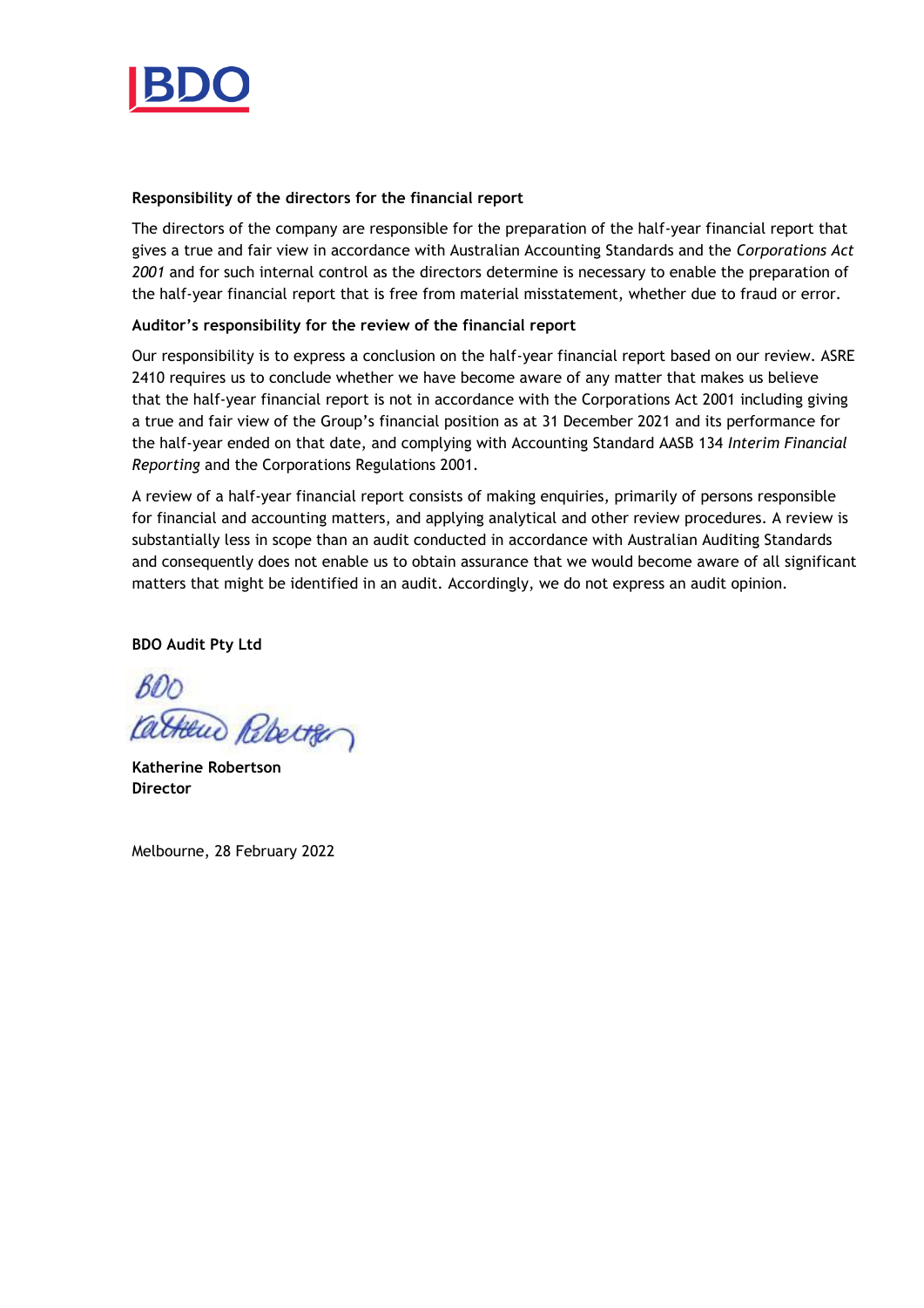**Responsibility of the directors for the financial report**

The directors of the company are responsible for the preparation of the half-year financial report that gives a true and fair view in accordance with Australian Accounting Standards and the *Corporations Act 2001* and for such internal control as the directors determine is necessary to enable the preparation of the half-year financial report that is free from material misstatement, whether due to fraud or error.

**Auditor's responsibility for the review of the financial report**

Our responsibility is to express a conclusion on the half-year financial report based on our review. ASRE 2410 requires us to conclude whether we have become aware of any matter that makes us believe that the half-year financial report is not in accordance with the Corporations Act 2001 including giving a true and fair view of the Group's financial position as at 31 December 2021 and its performance for the half-year ended on that date, and complying with Accounting Standard AASB 134 *Interim Financial Reporting* and the Corporations Regulations 2001.

A review of a half-year financial report consists of making enquiries, primarily of persons responsible for financial and accounting matters, and applying analytical and other review procedures. A review is substantially less in scope than an audit conducted in accordance with Australian Auditing Standards and consequently does not enable us to obtain assurance that we would become aware of all significant matters that might be identified in an audit. Accordingly, we do not express an audit opinion.

**BDO Audit Pty Ltd**

**Katherine Robertson**
**Director**

Melbourne, 28 February 2022